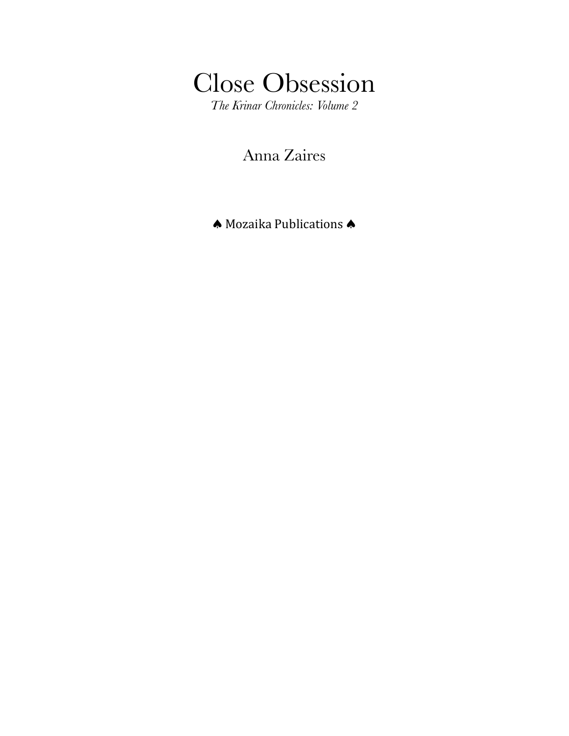# Close Obsession

*The Krinar Chronicles: Volume 2*

Anna Zaires

♠ Mozaika Publications ♠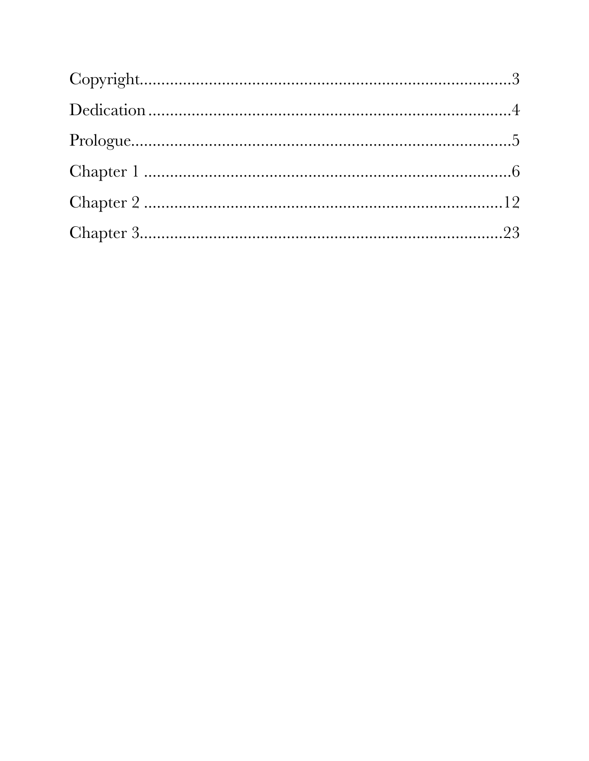Copyright....................................................................................3

Dedication...................................................................................4

Prologue......................................................................................5

Chapter 1 ....................................................................................6

Chapter 2 ....................................................................................12

Chapter 3.....................................................................................23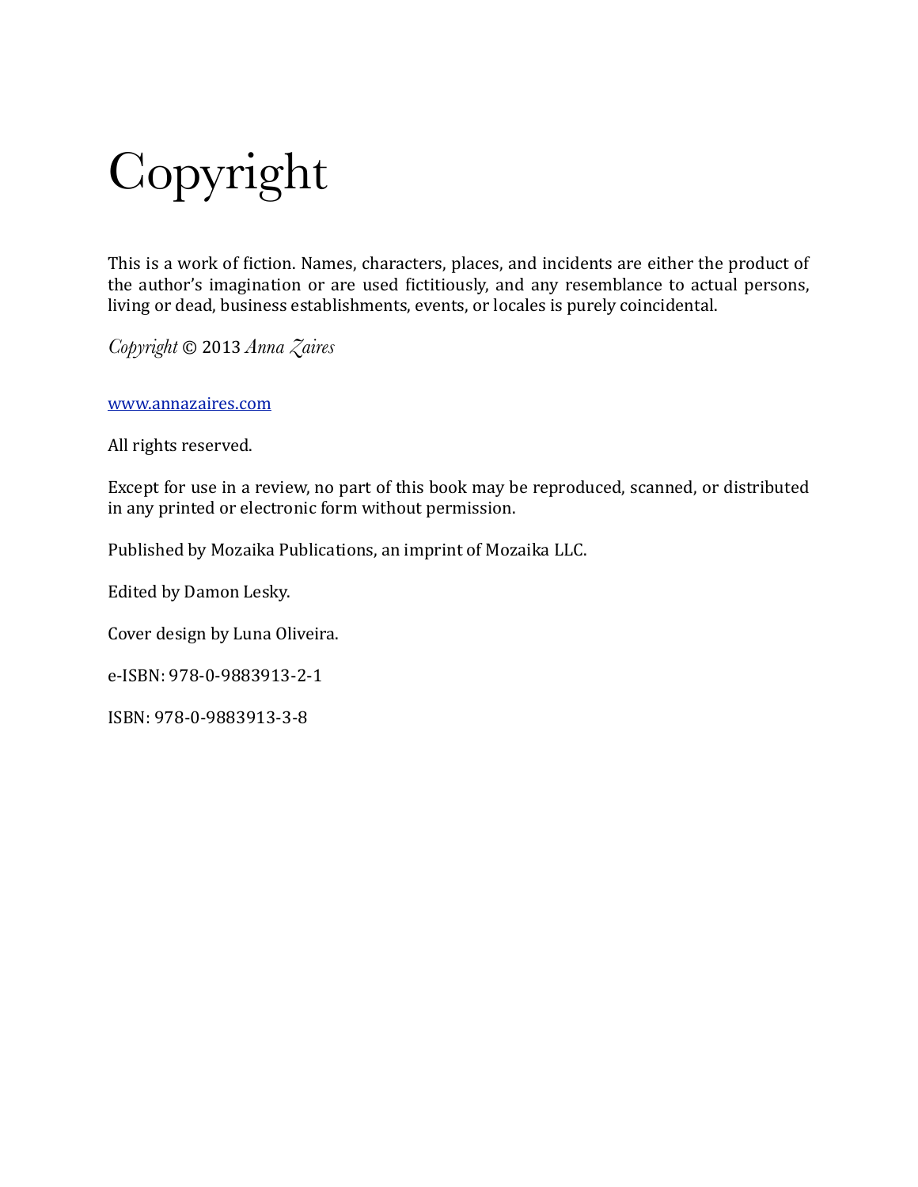# Copyright

This is a work of fiction. Names, characters, places, and incidents are either the product of the author's imagination or are used fictitiously, and any resemblance to actual persons, living or dead, business establishments, events, or locales is purely coincidental.

*Copyright* © 2013 *Anna Zaires*

www.annazaires.com

All rights reserved.

Except for use in a review, no part of this book may be reproduced, scanned, or distributed in any printed or electronic form without permission.

Published by Mozaika Publications, an imprint of Mozaika LLC.

Edited by Damon Lesky.

Cover design by Luna Oliveira.

e-ISBN: 978-0-9883913-2-1

ISBN: 978-0-9883913-3-8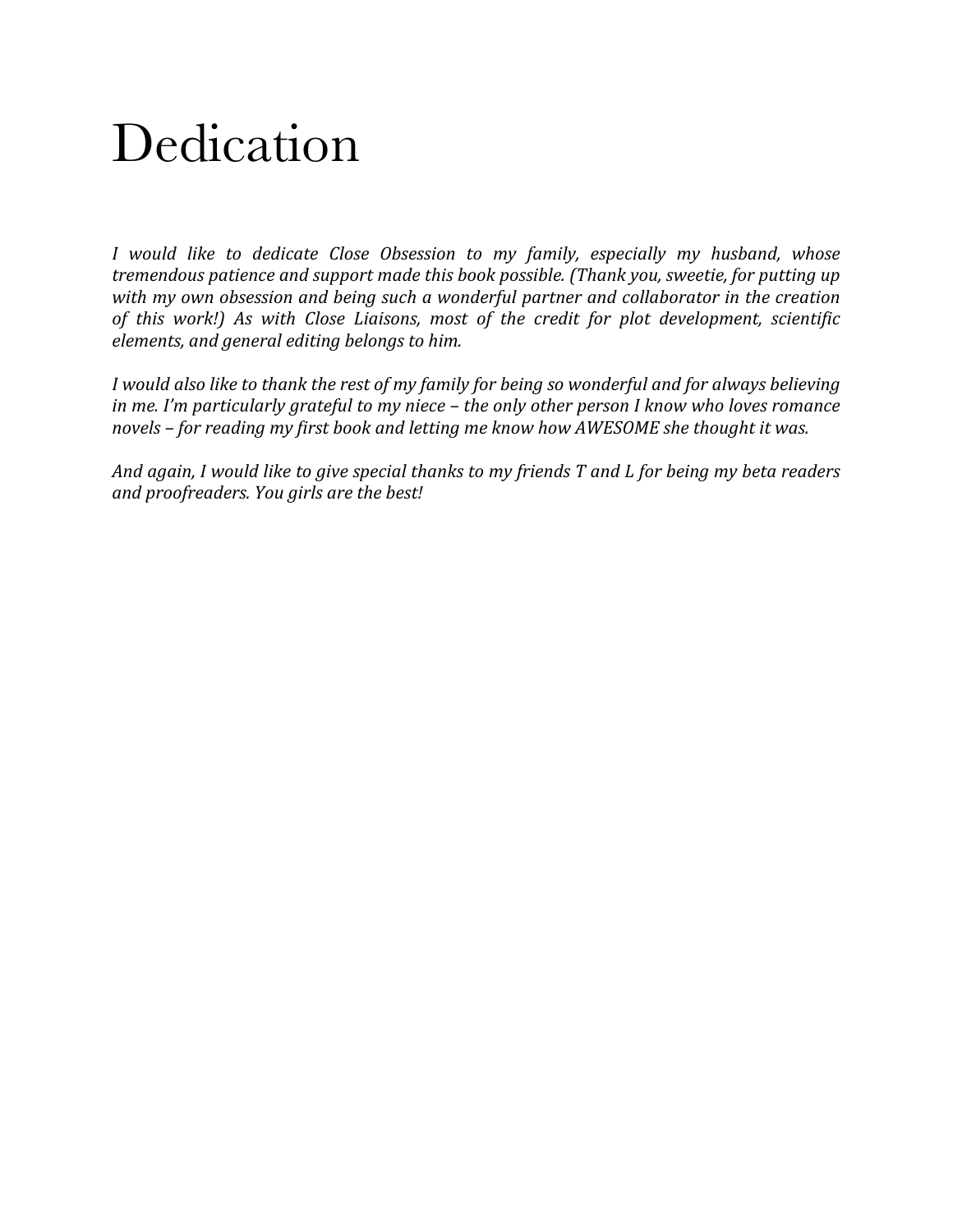# Dedication

*I would like to dedicate Close Obsession to my family, especially my husband, whose tremendous patience and support made this book possible. (Thank you, sweetie, for putting up with my own obsession and being such a wonderful partner and collaborator in the creation of this work!) As with Close Liaisons, most of the credit for plot development, scientific elements, and general editing belongs to him.*

*I would also like to thank the rest of my family for being so wonderful and for always believing in me. I'm particularly grateful to my niece – the only other person I know who loves romance novels – for reading my first book and letting me know how AWESOME she thought it was.*

*And again, I would like to give special thanks to my friends T and L for being my beta readers and proofreaders. You girls are the best!*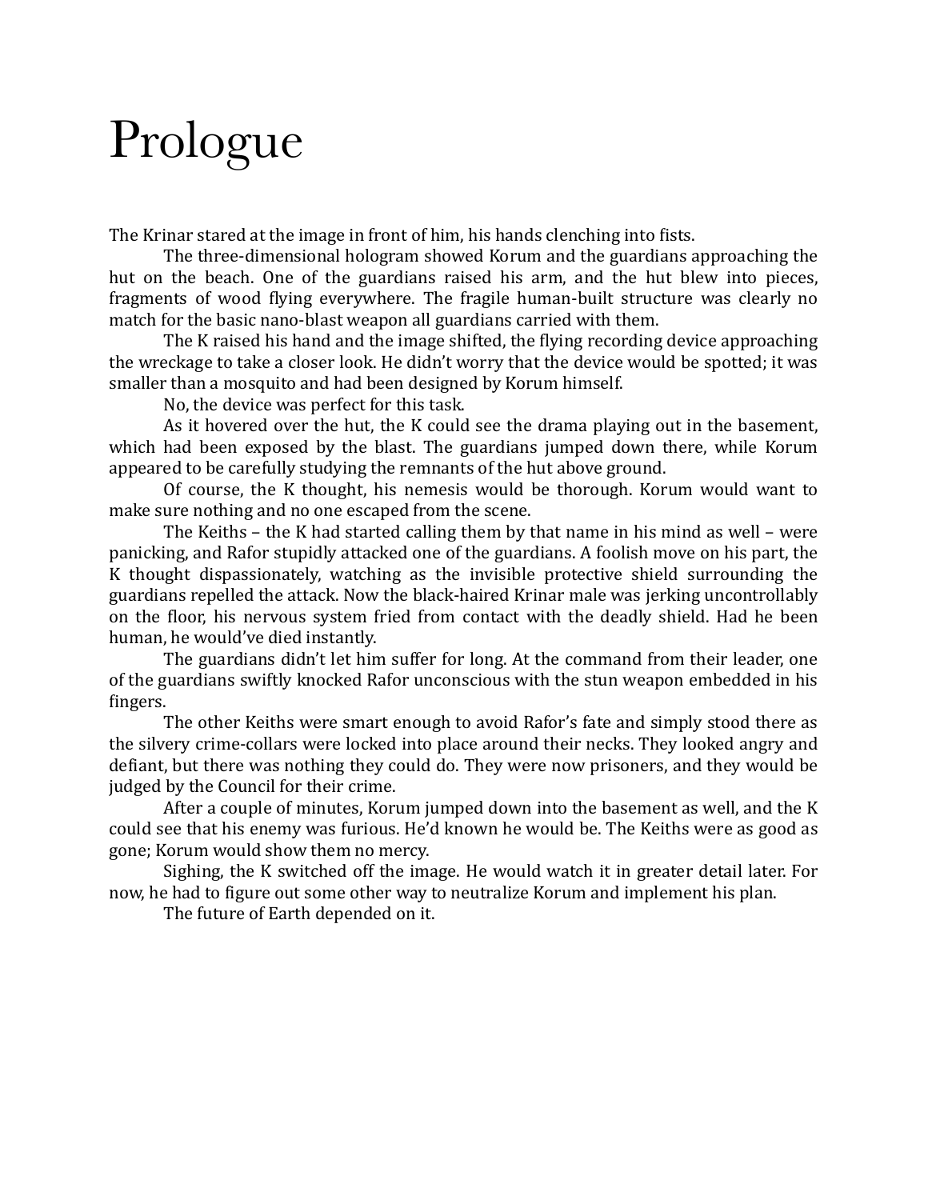# Prologue

The Krinar stared at the image in front of him, his hands clenching into fists.

The three-dimensional hologram showed Korum and the guardians approaching the hut on the beach. One of the guardians raised his arm, and the hut blew into pieces, fragments of wood flying everywhere. The fragile human-built structure was clearly no match for the basic nano-blast weapon all guardians carried with them.

The K raised his hand and the image shifted, the flying recording device approaching the wreckage to take a closer look. He didn't worry that the device would be spotted; it was smaller than a mosquito and had been designed by Korum himself.

No, the device was perfect for this task.

As it hovered over the hut, the K could see the drama playing out in the basement, which had been exposed by the blast. The guardians jumped down there, while Korum appeared to be carefully studying the remnants of the hut above ground.

Of course, the K thought, his nemesis would be thorough. Korum would want to make sure nothing and no one escaped from the scene.

The Keiths – the K had started calling them by that name in his mind as well – were panicking, and Rafor stupidly attacked one of the guardians. A foolish move on his part, the K thought dispassionately, watching as the invisible protective shield surrounding the guardians repelled the attack. Now the black-haired Krinar male was jerking uncontrollably on the floor, his nervous system fried from contact with the deadly shield. Had he been human, he would've died instantly.

The guardians didn't let him suffer for long. At the command from their leader, one of the guardians swiftly knocked Rafor unconscious with the stun weapon embedded in his fingers.

The other Keiths were smart enough to avoid Rafor's fate and simply stood there as the silvery crime-collars were locked into place around their necks. They looked angry and defiant, but there was nothing they could do. They were now prisoners, and they would be judged by the Council for their crime.

After a couple of minutes, Korum jumped down into the basement as well, and the K could see that his enemy was furious. He'd known he would be. The Keiths were as good as gone; Korum would show them no mercy.

Sighing, the K switched off the image. He would watch it in greater detail later. For now, he had to figure out some other way to neutralize Korum and implement his plan.

The future of Earth depended on it.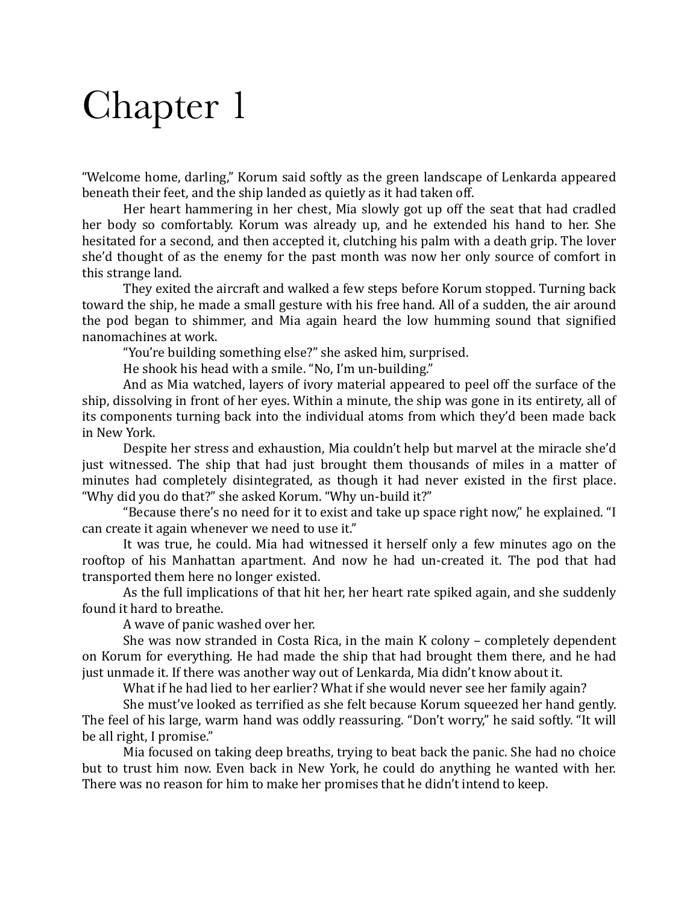# Chapter 1

"Welcome home, darling," Korum said softly as the green landscape of Lenkarda appeared beneath their feet, and the ship landed as quietly as it had taken off.

Her heart hammering in her chest, Mia slowly got up off the seat that had cradled her body so comfortably. Korum was already up, and he extended his hand to her. She hesitated for a second, and then accepted it, clutching his palm with a death grip. The lover she'd thought of as the enemy for the past month was now her only source of comfort in this strange land.

They exited the aircraft and walked a few steps before Korum stopped. Turning back toward the ship, he made a small gesture with his free hand. All of a sudden, the air around the pod began to shimmer, and Mia again heard the low humming sound that signified nanomachines at work.

"You're building something else?" she asked him, surprised.

He shook his head with a smile. "No, I'm un-building."

And as Mia watched, layers of ivory material appeared to peel off the surface of the ship, dissolving in front of her eyes. Within a minute, the ship was gone in its entirety, all of its components turning back into the individual atoms from which they'd been made back in New York.

Despite her stress and exhaustion, Mia couldn't help but marvel at the miracle she'd just witnessed. The ship that had just brought them thousands of miles in a matter of minutes had completely disintegrated, as though it had never existed in the first place. "Why did you do that?" she asked Korum. "Why un-build it?"

"Because there's no need for it to exist and take up space right now," he explained. "I can create it again whenever we need to use it."

It was true, he could. Mia had witnessed it herself only a few minutes ago on the rooftop of his Manhattan apartment. And now he had un-created it. The pod that had transported them here no longer existed.

As the full implications of that hit her, her heart rate spiked again, and she suddenly found it hard to breathe.

A wave of panic washed over her.

She was now stranded in Costa Rica, in the main K colony – completely dependent on Korum for everything. He had made the ship that had brought them there, and he had just unmade it. If there was another way out of Lenkarda, Mia didn't know about it.

What if he had lied to her earlier? What if she would never see her family again?

She must've looked as terrified as she felt because Korum squeezed her hand gently. The feel of his large, warm hand was oddly reassuring. "Don't worry," he said softly. "It will be all right, I promise."

Mia focused on taking deep breaths, trying to beat back the panic. She had no choice but to trust him now. Even back in New York, he could do anything he wanted with her. There was no reason for him to make her promises that he didn't intend to keep.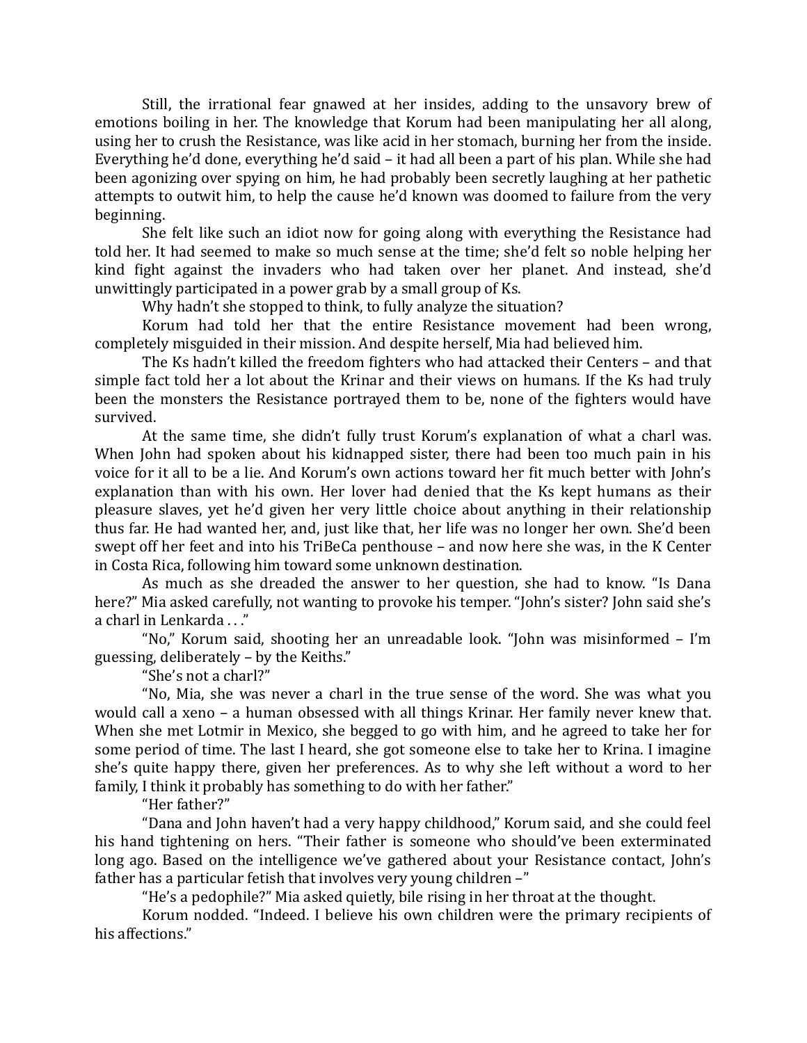Still, the irrational fear gnawed at her insides, adding to the unsavory brew of emotions boiling in her. The knowledge that Korum had been manipulating her all along, using her to crush the Resistance, was like acid in her stomach, burning her from the inside. Everything he'd done, everything he'd said – it had all been a part of his plan. While she had been agonizing over spying on him, he had probably been secretly laughing at her pathetic attempts to outwit him, to help the cause he'd known was doomed to failure from the very beginning.

She felt like such an idiot now for going along with everything the Resistance had told her. It had seemed to make so much sense at the time; she'd felt so noble helping her kind fight against the invaders who had taken over her planet. And instead, she'd unwittingly participated in a power grab by a small group of Ks.

Why hadn't she stopped to think, to fully analyze the situation?

Korum had told her that the entire Resistance movement had been wrong, completely misguided in their mission. And despite herself, Mia had believed him.

The Ks hadn't killed the freedom fighters who had attacked their Centers – and that simple fact told her a lot about the Krinar and their views on humans. If the Ks had truly been the monsters the Resistance portrayed them to be, none of the fighters would have survived.

At the same time, she didn't fully trust Korum's explanation of what a charl was. When John had spoken about his kidnapped sister, there had been too much pain in his voice for it all to be a lie. And Korum's own actions toward her fit much better with John's explanation than with his own. Her lover had denied that the Ks kept humans as their pleasure slaves, yet he'd given her very little choice about anything in their relationship thus far. He had wanted her, and, just like that, her life was no longer her own. She'd been swept off her feet and into his TriBeCa penthouse – and now here she was, in the K Center in Costa Rica, following him toward some unknown destination.

As much as she dreaded the answer to her question, she had to know. "Is Dana here?" Mia asked carefully, not wanting to provoke his temper. "John's sister? John said she's a charl in Lenkarda . . ."

"No," Korum said, shooting her an unreadable look. "John was misinformed – I'm guessing, deliberately – by the Keiths."

"She's not a charl?"

"No, Mia, she was never a charl in the true sense of the word. She was what you would call a xeno – a human obsessed with all things Krinar. Her family never knew that. When she met Lotmir in Mexico, she begged to go with him, and he agreed to take her for some period of time. The last I heard, she got someone else to take her to Krina. I imagine she's quite happy there, given her preferences. As to why she left without a word to her family, I think it probably has something to do with her father."

"Her father?"

"Dana and John haven't had a very happy childhood," Korum said, and she could feel his hand tightening on hers. "Their father is someone who should've been exterminated long ago. Based on the intelligence we've gathered about your Resistance contact, John's father has a particular fetish that involves very young children –"

"He's a pedophile?" Mia asked quietly, bile rising in her throat at the thought.

Korum nodded. "Indeed. I believe his own children were the primary recipients of his affections."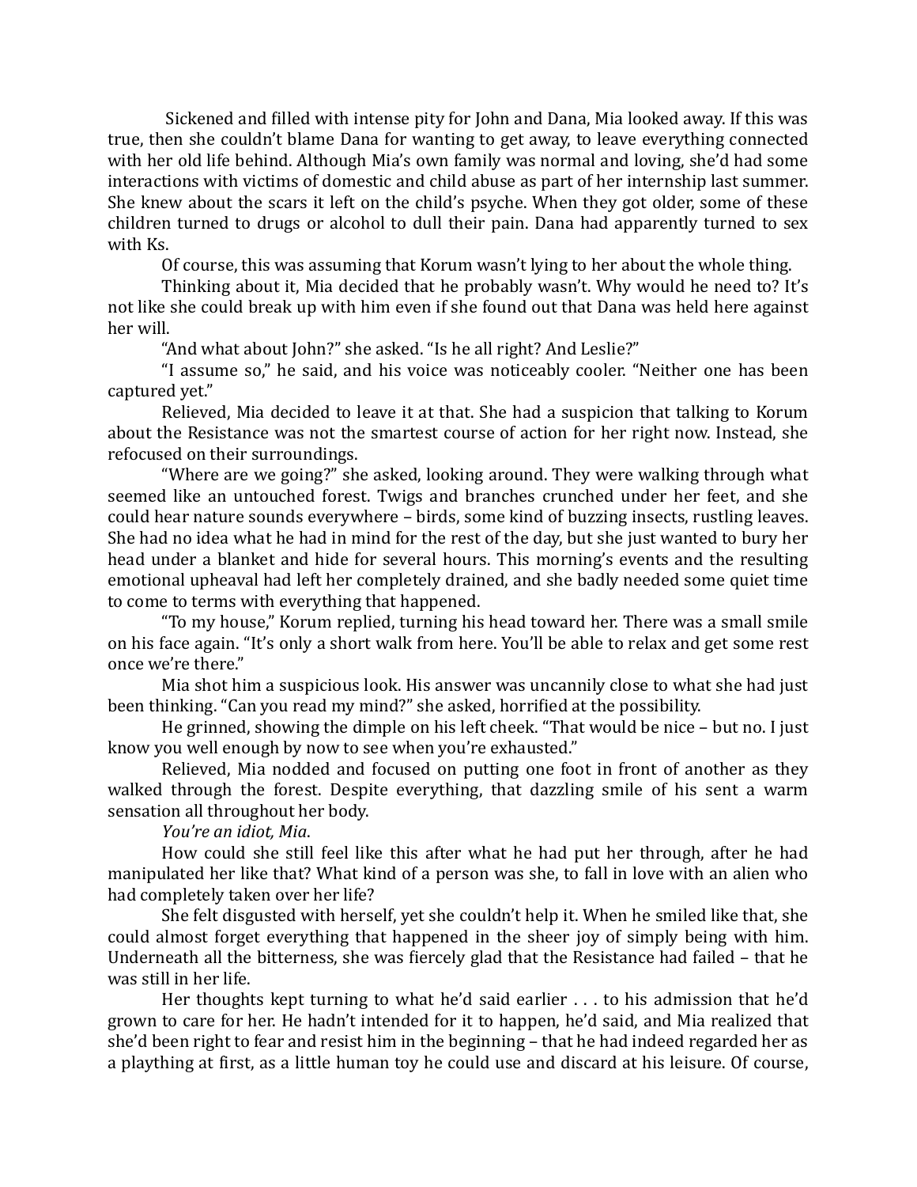Sickened and filled with intense pity for John and Dana, Mia looked away. If this was true, then she couldn't blame Dana for wanting to get away, to leave everything connected with her old life behind. Although Mia's own family was normal and loving, she'd had some interactions with victims of domestic and child abuse as part of her internship last summer. She knew about the scars it left on the child's psyche. When they got older, some of these children turned to drugs or alcohol to dull their pain. Dana had apparently turned to sex with Ks.

Of course, this was assuming that Korum wasn't lying to her about the whole thing.

Thinking about it, Mia decided that he probably wasn't. Why would he need to? It's not like she could break up with him even if she found out that Dana was held here against her will.

"And what about John?" she asked. "Is he all right? And Leslie?"

"I assume so," he said, and his voice was noticeably cooler. "Neither one has been captured yet."

Relieved, Mia decided to leave it at that. She had a suspicion that talking to Korum about the Resistance was not the smartest course of action for her right now. Instead, she refocused on their surroundings.

"Where are we going?" she asked, looking around. They were walking through what seemed like an untouched forest. Twigs and branches crunched under her feet, and she could hear nature sounds everywhere – birds, some kind of buzzing insects, rustling leaves. She had no idea what he had in mind for the rest of the day, but she just wanted to bury her head under a blanket and hide for several hours. This morning's events and the resulting emotional upheaval had left her completely drained, and she badly needed some quiet time to come to terms with everything that happened.

"To my house," Korum replied, turning his head toward her. There was a small smile on his face again. "It's only a short walk from here. You'll be able to relax and get some rest once we're there."

Mia shot him a suspicious look. His answer was uncannily close to what she had just been thinking. "Can you read my mind?" she asked, horrified at the possibility.

He grinned, showing the dimple on his left cheek. "That would be nice – but no. I just know you well enough by now to see when you're exhausted."

Relieved, Mia nodded and focused on putting one foot in front of another as they walked through the forest. Despite everything, that dazzling smile of his sent a warm sensation all throughout her body.

*You're an idiot, Mia*.

How could she still feel like this after what he had put her through, after he had manipulated her like that? What kind of a person was she, to fall in love with an alien who had completely taken over her life?

She felt disgusted with herself, yet she couldn't help it. When he smiled like that, she could almost forget everything that happened in the sheer joy of simply being with him. Underneath all the bitterness, she was fiercely glad that the Resistance had failed – that he was still in her life.

Her thoughts kept turning to what he'd said earlier . . . to his admission that he'd grown to care for her. He hadn't intended for it to happen, he'd said, and Mia realized that she'd been right to fear and resist him in the beginning – that he had indeed regarded her as a plaything at first, as a little human toy he could use and discard at his leisure. Of course,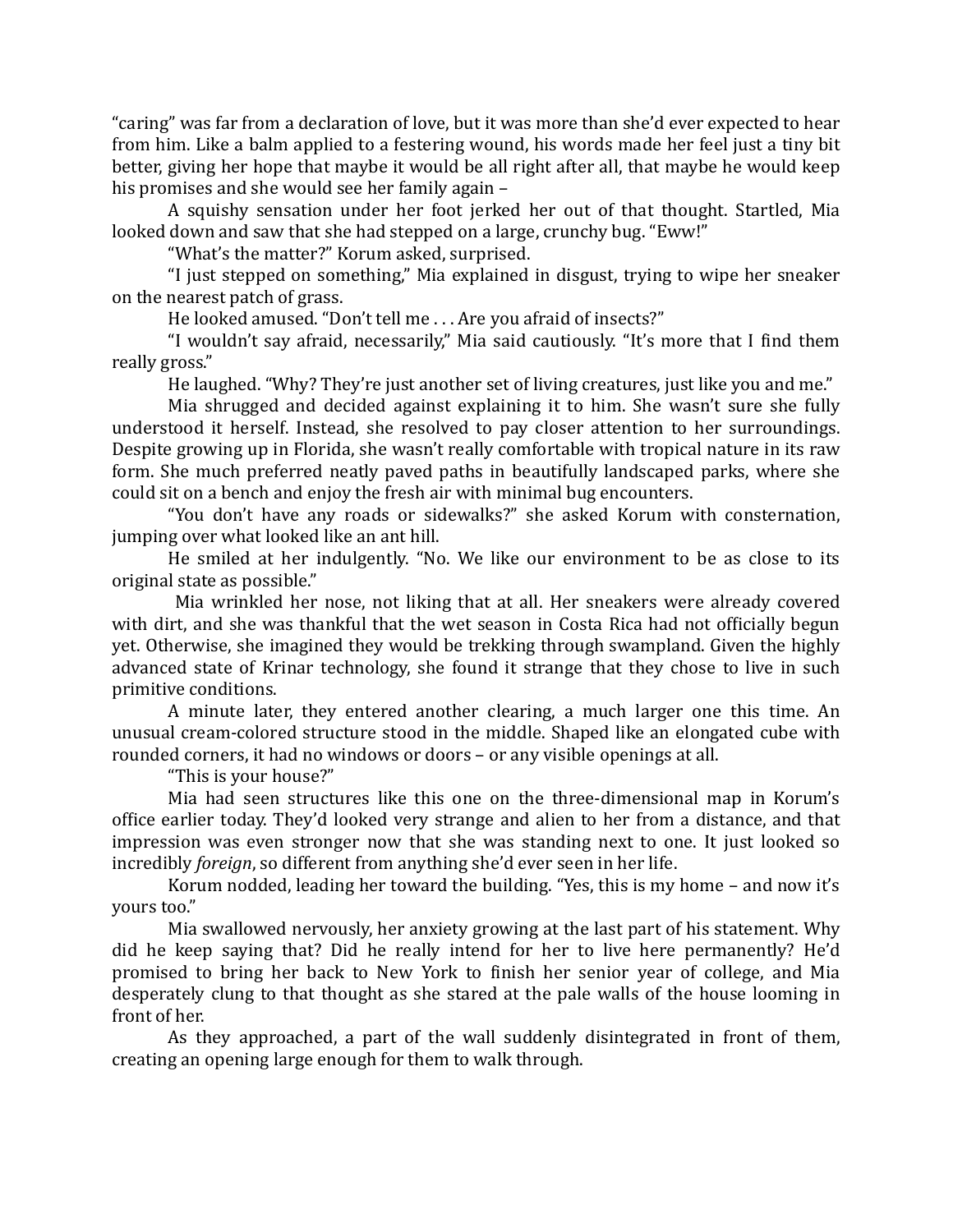"caring" was far from a declaration of love, but it was more than she'd ever expected to hear from him. Like a balm applied to a festering wound, his words made her feel just a tiny bit better, giving her hope that maybe it would be all right after all, that maybe he would keep his promises and she would see her family again –

A squishy sensation under her foot jerked her out of that thought. Startled, Mia looked down and saw that she had stepped on a large, crunchy bug. "Eww!"

"What's the matter?" Korum asked, surprised.

"I just stepped on something," Mia explained in disgust, trying to wipe her sneaker on the nearest patch of grass.

He looked amused. "Don't tell me . . . Are you afraid of insects?"

"I wouldn't say afraid, necessarily," Mia said cautiously. "It's more that I find them really gross."

He laughed. "Why? They're just another set of living creatures, just like you and me."

Mia shrugged and decided against explaining it to him. She wasn't sure she fully understood it herself. Instead, she resolved to pay closer attention to her surroundings. Despite growing up in Florida, she wasn't really comfortable with tropical nature in its raw form. She much preferred neatly paved paths in beautifully landscaped parks, where she could sit on a bench and enjoy the fresh air with minimal bug encounters.

"You don't have any roads or sidewalks?" she asked Korum with consternation, jumping over what looked like an ant hill.

He smiled at her indulgently. "No. We like our environment to be as close to its original state as possible."

Mia wrinkled her nose, not liking that at all. Her sneakers were already covered with dirt, and she was thankful that the wet season in Costa Rica had not officially begun yet. Otherwise, she imagined they would be trekking through swampland. Given the highly advanced state of Krinar technology, she found it strange that they chose to live in such primitive conditions.

A minute later, they entered another clearing, a much larger one this time. An unusual cream-colored structure stood in the middle. Shaped like an elongated cube with rounded corners, it had no windows or doors – or any visible openings at all.

"This is your house?"

Mia had seen structures like this one on the three-dimensional map in Korum's office earlier today. They'd looked very strange and alien to her from a distance, and that impression was even stronger now that she was standing next to one. It just looked so incredibly *foreign*, so different from anything she'd ever seen in her life.

Korum nodded, leading her toward the building. "Yes, this is my home – and now it's yours too."

Mia swallowed nervously, her anxiety growing at the last part of his statement. Why did he keep saying that? Did he really intend for her to live here permanently? He'd promised to bring her back to New York to finish her senior year of college, and Mia desperately clung to that thought as she stared at the pale walls of the house looming in front of her.

As they approached, a part of the wall suddenly disintegrated in front of them, creating an opening large enough for them to walk through.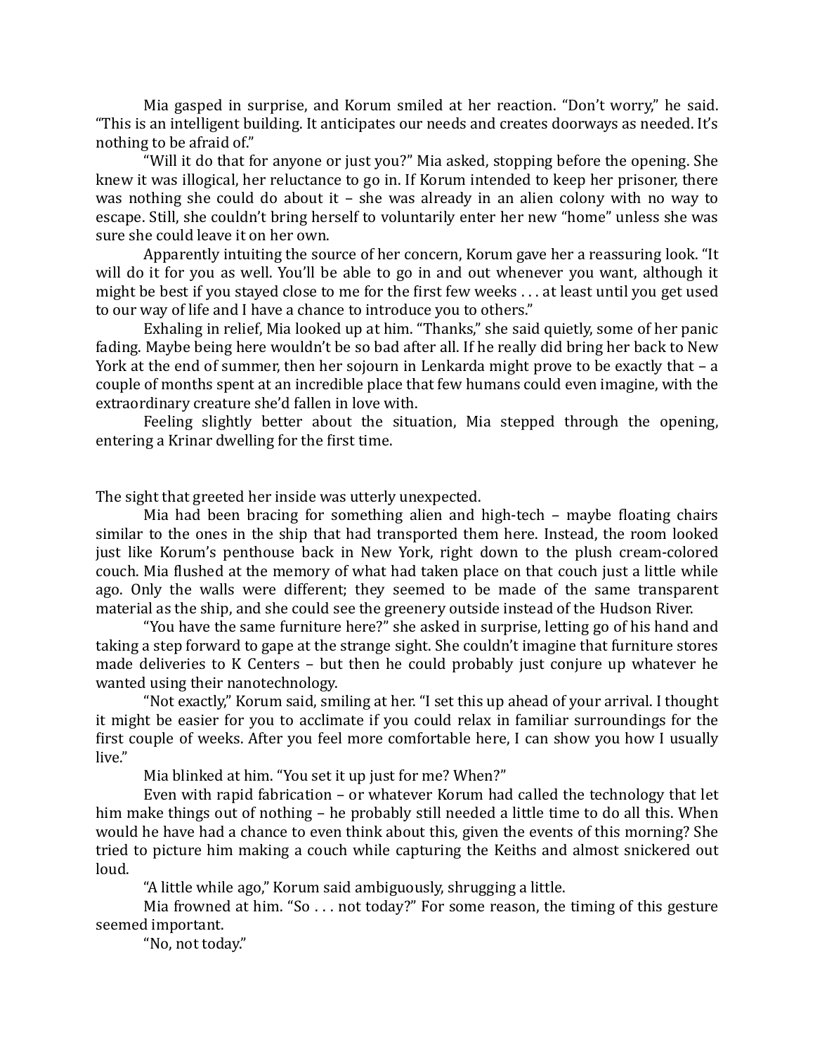Mia gasped in surprise, and Korum smiled at her reaction. "Don't worry," he said. "This is an intelligent building. It anticipates our needs and creates doorways as needed. It's nothing to be afraid of."

"Will it do that for anyone or just you?" Mia asked, stopping before the opening. She knew it was illogical, her reluctance to go in. If Korum intended to keep her prisoner, there was nothing she could do about it – she was already in an alien colony with no way to escape. Still, she couldn't bring herself to voluntarily enter her new "home" unless she was sure she could leave it on her own.

Apparently intuiting the source of her concern, Korum gave her a reassuring look. "It will do it for you as well. You'll be able to go in and out whenever you want, although it might be best if you stayed close to me for the first few weeks . . . at least until you get used to our way of life and I have a chance to introduce you to others."

Exhaling in relief, Mia looked up at him. "Thanks," she said quietly, some of her panic fading. Maybe being here wouldn't be so bad after all. If he really did bring her back to New York at the end of summer, then her sojourn in Lenkarda might prove to be exactly that – a couple of months spent at an incredible place that few humans could even imagine, with the extraordinary creature she'd fallen in love with.

Feeling slightly better about the situation, Mia stepped through the opening, entering a Krinar dwelling for the first time.

The sight that greeted her inside was utterly unexpected.

Mia had been bracing for something alien and high-tech – maybe floating chairs similar to the ones in the ship that had transported them here. Instead, the room looked just like Korum's penthouse back in New York, right down to the plush cream-colored couch. Mia flushed at the memory of what had taken place on that couch just a little while ago. Only the walls were different; they seemed to be made of the same transparent material as the ship, and she could see the greenery outside instead of the Hudson River.

"You have the same furniture here?" she asked in surprise, letting go of his hand and taking a step forward to gape at the strange sight. She couldn't imagine that furniture stores made deliveries to K Centers – but then he could probably just conjure up whatever he wanted using their nanotechnology.

"Not exactly," Korum said, smiling at her. "I set this up ahead of your arrival. I thought it might be easier for you to acclimate if you could relax in familiar surroundings for the first couple of weeks. After you feel more comfortable here, I can show you how I usually live."

Mia blinked at him. "You set it up just for me? When?"

Even with rapid fabrication – or whatever Korum had called the technology that let him make things out of nothing – he probably still needed a little time to do all this. When would he have had a chance to even think about this, given the events of this morning? She tried to picture him making a couch while capturing the Keiths and almost snickered out loud.

"A little while ago," Korum said ambiguously, shrugging a little.

Mia frowned at him. "So . . . not today?" For some reason, the timing of this gesture seemed important.

"No, not today."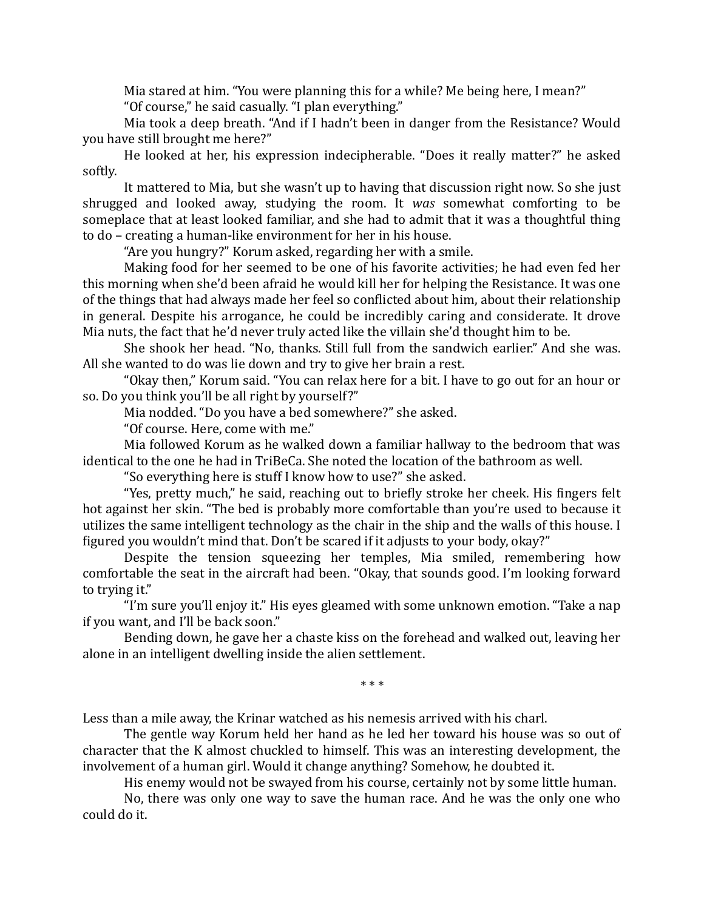Mia stared at him. "You were planning this for a while? Me being here, I mean?"

"Of course," he said casually. "I plan everything."

Mia took a deep breath. "And if I hadn't been in danger from the Resistance? Would you have still brought me here?"

He looked at her, his expression indecipherable. "Does it really matter?" he asked softly.

It mattered to Mia, but she wasn't up to having that discussion right now. So she just shrugged and looked away, studying the room. It *was* somewhat comforting to be someplace that at least looked familiar, and she had to admit that it was a thoughtful thing to do – creating a human-like environment for her in his house.

"Are you hungry?" Korum asked, regarding her with a smile.

Making food for her seemed to be one of his favorite activities; he had even fed her this morning when she'd been afraid he would kill her for helping the Resistance. It was one of the things that had always made her feel so conflicted about him, about their relationship in general. Despite his arrogance, he could be incredibly caring and considerate. It drove Mia nuts, the fact that he'd never truly acted like the villain she'd thought him to be.

She shook her head. "No, thanks. Still full from the sandwich earlier." And she was. All she wanted to do was lie down and try to give her brain a rest.

"Okay then," Korum said. "You can relax here for a bit. I have to go out for an hour or so. Do you think you'll be all right by yourself?"

Mia nodded. "Do you have a bed somewhere?" she asked.

"Of course. Here, come with me."

Mia followed Korum as he walked down a familiar hallway to the bedroom that was identical to the one he had in TriBeCa. She noted the location of the bathroom as well.

"So everything here is stuff I know how to use?" she asked.

"Yes, pretty much," he said, reaching out to briefly stroke her cheek. His fingers felt hot against her skin. "The bed is probably more comfortable than you're used to because it utilizes the same intelligent technology as the chair in the ship and the walls of this house. I figured you wouldn't mind that. Don't be scared if it adjusts to your body, okay?"

Despite the tension squeezing her temples, Mia smiled, remembering how comfortable the seat in the aircraft had been. "Okay, that sounds good. I'm looking forward to trying it."

"I'm sure you'll enjoy it." His eyes gleamed with some unknown emotion. "Take a nap if you want, and I'll be back soon."

Bending down, he gave her a chaste kiss on the forehead and walked out, leaving her alone in an intelligent dwelling inside the alien settlement.

\* \* \*

Less than a mile away, the Krinar watched as his nemesis arrived with his charl.

The gentle way Korum held her hand as he led her toward his house was so out of character that the K almost chuckled to himself. This was an interesting development, the involvement of a human girl. Would it change anything? Somehow, he doubted it.

His enemy would not be swayed from his course, certainly not by some little human.

No, there was only one way to save the human race. And he was the only one who could do it.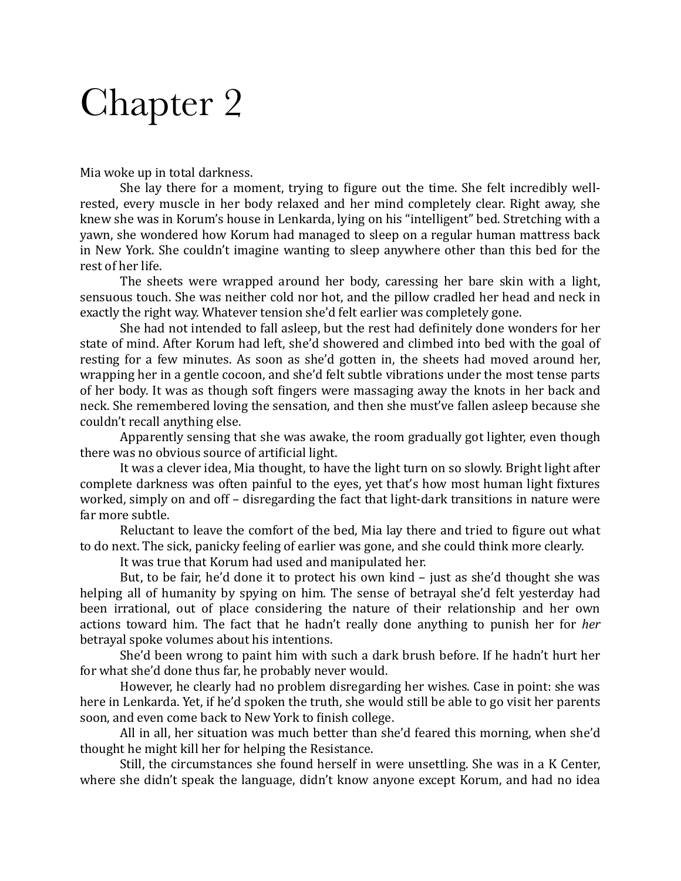# Chapter 2

Mia woke up in total darkness.

She lay there for a moment, trying to figure out the time. She felt incredibly well-rested, every muscle in her body relaxed and her mind completely clear. Right away, she knew she was in Korum's house in Lenkarda, lying on his "intelligent" bed. Stretching with a yawn, she wondered how Korum had managed to sleep on a regular human mattress back in New York. She couldn't imagine wanting to sleep anywhere other than this bed for the rest of her life.

The sheets were wrapped around her body, caressing her bare skin with a light, sensuous touch. She was neither cold nor hot, and the pillow cradled her head and neck in exactly the right way. Whatever tension she'd felt earlier was completely gone.

She had not intended to fall asleep, but the rest had definitely done wonders for her state of mind. After Korum had left, she'd showered and climbed into bed with the goal of resting for a few minutes. As soon as she'd gotten in, the sheets had moved around her, wrapping her in a gentle cocoon, and she'd felt subtle vibrations under the most tense parts of her body. It was as though soft fingers were massaging away the knots in her back and neck. She remembered loving the sensation, and then she must've fallen asleep because she couldn't recall anything else.

Apparently sensing that she was awake, the room gradually got lighter, even though there was no obvious source of artificial light.

It was a clever idea, Mia thought, to have the light turn on so slowly. Bright light after complete darkness was often painful to the eyes, yet that's how most human light fixtures worked, simply on and off – disregarding the fact that light-dark transitions in nature were far more subtle.

Reluctant to leave the comfort of the bed, Mia lay there and tried to figure out what to do next. The sick, panicky feeling of earlier was gone, and she could think more clearly.

It was true that Korum had used and manipulated her.

But, to be fair, he'd done it to protect his own kind – just as she'd thought she was helping all of humanity by spying on him. The sense of betrayal she'd felt yesterday had been irrational, out of place considering the nature of their relationship and her own actions toward him. The fact that he hadn't really done anything to punish her for *her* betrayal spoke volumes about his intentions.

She'd been wrong to paint him with such a dark brush before. If he hadn't hurt her for what she'd done thus far, he probably never would.

However, he clearly had no problem disregarding her wishes. Case in point: she was here in Lenkarda. Yet, if he'd spoken the truth, she would still be able to go visit her parents soon, and even come back to New York to finish college.

All in all, her situation was much better than she'd feared this morning, when she'd thought he might kill her for helping the Resistance.

Still, the circumstances she found herself in were unsettling. She was in a K Center, where she didn't speak the language, didn't know anyone except Korum, and had no idea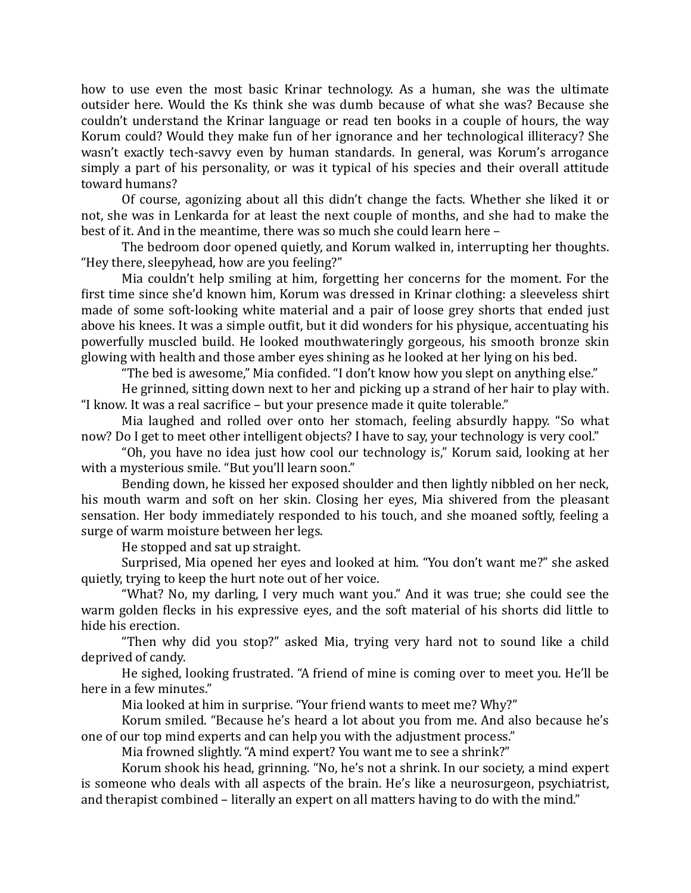how to use even the most basic Krinar technology. As a human, she was the ultimate outsider here. Would the Ks think she was dumb because of what she was? Because she couldn't understand the Krinar language or read ten books in a couple of hours, the way Korum could? Would they make fun of her ignorance and her technological illiteracy? She wasn't exactly tech-savvy even by human standards. In general, was Korum's arrogance simply a part of his personality, or was it typical of his species and their overall attitude toward humans?

Of course, agonizing about all this didn't change the facts. Whether she liked it or not, she was in Lenkarda for at least the next couple of months, and she had to make the best of it. And in the meantime, there was so much she could learn here –

The bedroom door opened quietly, and Korum walked in, interrupting her thoughts. "Hey there, sleepyhead, how are you feeling?"

Mia couldn't help smiling at him, forgetting her concerns for the moment. For the first time since she'd known him, Korum was dressed in Krinar clothing: a sleeveless shirt made of some soft-looking white material and a pair of loose grey shorts that ended just above his knees. It was a simple outfit, but it did wonders for his physique, accentuating his powerfully muscled build. He looked mouthwateringly gorgeous, his smooth bronze skin glowing with health and those amber eyes shining as he looked at her lying on his bed.

"The bed is awesome," Mia confided. "I don't know how you slept on anything else."

He grinned, sitting down next to her and picking up a strand of her hair to play with. "I know. It was a real sacrifice – but your presence made it quite tolerable."

Mia laughed and rolled over onto her stomach, feeling absurdly happy. "So what now? Do I get to meet other intelligent objects? I have to say, your technology is very cool."

"Oh, you have no idea just how cool our technology is," Korum said, looking at her with a mysterious smile. "But you'll learn soon."

Bending down, he kissed her exposed shoulder and then lightly nibbled on her neck, his mouth warm and soft on her skin. Closing her eyes, Mia shivered from the pleasant sensation. Her body immediately responded to his touch, and she moaned softly, feeling a surge of warm moisture between her legs.

He stopped and sat up straight.

Surprised, Mia opened her eyes and looked at him. "You don't want me?" she asked quietly, trying to keep the hurt note out of her voice.

"What? No, my darling, I very much want you." And it was true; she could see the warm golden flecks in his expressive eyes, and the soft material of his shorts did little to hide his erection.

"Then why did you stop?" asked Mia, trying very hard not to sound like a child deprived of candy.

He sighed, looking frustrated. "A friend of mine is coming over to meet you. He'll be here in a few minutes."

Mia looked at him in surprise. "Your friend wants to meet me? Why?"

Korum smiled. "Because he's heard a lot about you from me. And also because he's one of our top mind experts and can help you with the adjustment process."

Mia frowned slightly. "A mind expert? You want me to see a shrink?"

Korum shook his head, grinning. "No, he's not a shrink. In our society, a mind expert is someone who deals with all aspects of the brain. He's like a neurosurgeon, psychiatrist, and therapist combined – literally an expert on all matters having to do with the mind."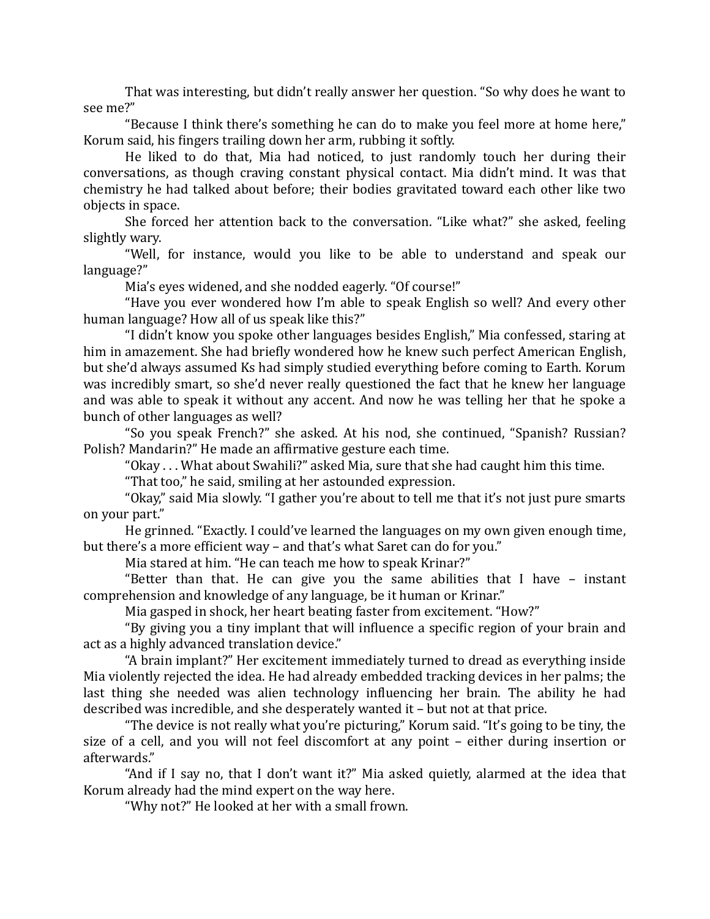That was interesting, but didn't really answer her question. "So why does he want to see me?"

"Because I think there's something he can do to make you feel more at home here," Korum said, his fingers trailing down her arm, rubbing it softly.

He liked to do that, Mia had noticed, to just randomly touch her during their conversations, as though craving constant physical contact. Mia didn't mind. It was that chemistry he had talked about before; their bodies gravitated toward each other like two objects in space.

She forced her attention back to the conversation. "Like what?" she asked, feeling slightly wary.

"Well, for instance, would you like to be able to understand and speak our language?"

Mia's eyes widened, and she nodded eagerly. "Of course!"

"Have you ever wondered how I'm able to speak English so well? And every other human language? How all of us speak like this?"

"I didn't know you spoke other languages besides English," Mia confessed, staring at him in amazement. She had briefly wondered how he knew such perfect American English, but she'd always assumed Ks had simply studied everything before coming to Earth. Korum was incredibly smart, so she'd never really questioned the fact that he knew her language and was able to speak it without any accent. And now he was telling her that he spoke a bunch of other languages as well?

"So you speak French?" she asked. At his nod, she continued, "Spanish? Russian? Polish? Mandarin?" He made an affirmative gesture each time.

"Okay . . . What about Swahili?" asked Mia, sure that she had caught him this time.

"That too," he said, smiling at her astounded expression.

"Okay," said Mia slowly. "I gather you're about to tell me that it's not just pure smarts on your part."

He grinned. "Exactly. I could've learned the languages on my own given enough time, but there's a more efficient way – and that's what Saret can do for you."

Mia stared at him. "He can teach me how to speak Krinar?"

"Better than that. He can give you the same abilities that I have – instant comprehension and knowledge of any language, be it human or Krinar."

Mia gasped in shock, her heart beating faster from excitement. "How?"

"By giving you a tiny implant that will influence a specific region of your brain and act as a highly advanced translation device."

"A brain implant?" Her excitement immediately turned to dread as everything inside Mia violently rejected the idea. He had already embedded tracking devices in her palms; the last thing she needed was alien technology influencing her brain. The ability he had described was incredible, and she desperately wanted it – but not at that price.

"The device is not really what you're picturing," Korum said. "It's going to be tiny, the size of a cell, and you will not feel discomfort at any point – either during insertion or afterwards."

"And if I say no, that I don't want it?" Mia asked quietly, alarmed at the idea that Korum already had the mind expert on the way here.

"Why not?" He looked at her with a small frown.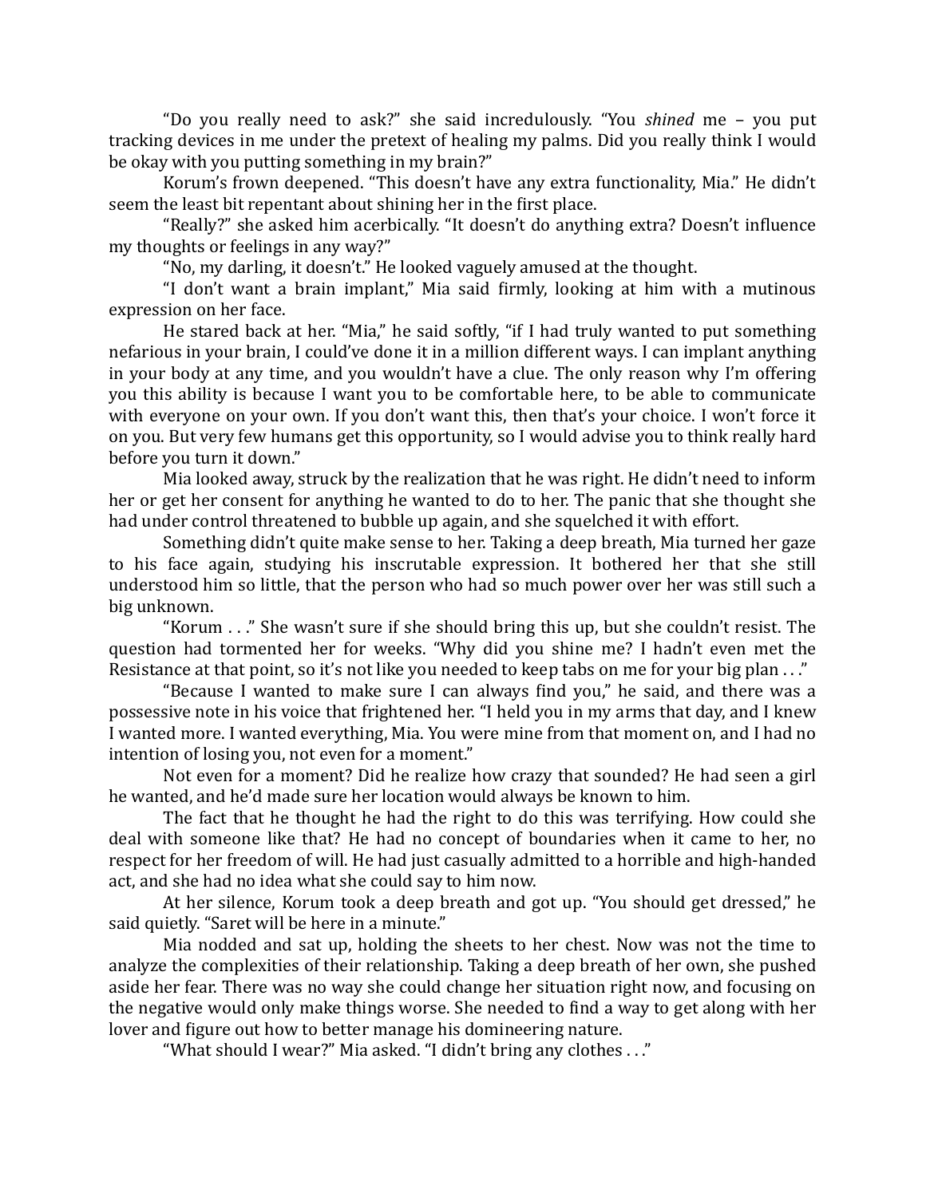"Do you really need to ask?" she said incredulously. "You *shined* me – you put tracking devices in me under the pretext of healing my palms. Did you really think I would be okay with you putting something in my brain?"

Korum's frown deepened. "This doesn't have any extra functionality, Mia." He didn't seem the least bit repentant about shining her in the first place.

"Really?" she asked him acerbically. "It doesn't do anything extra? Doesn't influence my thoughts or feelings in any way?"

"No, my darling, it doesn't." He looked vaguely amused at the thought.

"I don't want a brain implant," Mia said firmly, looking at him with a mutinous expression on her face.

He stared back at her. "Mia," he said softly, "if I had truly wanted to put something nefarious in your brain, I could've done it in a million different ways. I can implant anything in your body at any time, and you wouldn't have a clue. The only reason why I'm offering you this ability is because I want you to be comfortable here, to be able to communicate with everyone on your own. If you don't want this, then that's your choice. I won't force it on you. But very few humans get this opportunity, so I would advise you to think really hard before you turn it down."

Mia looked away, struck by the realization that he was right. He didn't need to inform her or get her consent for anything he wanted to do to her. The panic that she thought she had under control threatened to bubble up again, and she squelched it with effort.

Something didn't quite make sense to her. Taking a deep breath, Mia turned her gaze to his face again, studying his inscrutable expression. It bothered her that she still understood him so little, that the person who had so much power over her was still such a big unknown.

"Korum . . ." She wasn't sure if she should bring this up, but she couldn't resist. The question had tormented her for weeks. "Why did you shine me? I hadn't even met the Resistance at that point, so it's not like you needed to keep tabs on me for your big plan . . ."

"Because I wanted to make sure I can always find you," he said, and there was a possessive note in his voice that frightened her. "I held you in my arms that day, and I knew I wanted more. I wanted everything, Mia. You were mine from that moment on, and I had no intention of losing you, not even for a moment."

Not even for a moment? Did he realize how crazy that sounded? He had seen a girl he wanted, and he'd made sure her location would always be known to him.

The fact that he thought he had the right to do this was terrifying. How could she deal with someone like that? He had no concept of boundaries when it came to her, no respect for her freedom of will. He had just casually admitted to a horrible and high-handed act, and she had no idea what she could say to him now.

At her silence, Korum took a deep breath and got up. "You should get dressed," he said quietly. "Saret will be here in a minute."

Mia nodded and sat up, holding the sheets to her chest. Now was not the time to analyze the complexities of their relationship. Taking a deep breath of her own, she pushed aside her fear. There was no way she could change her situation right now, and focusing on the negative would only make things worse. She needed to find a way to get along with her lover and figure out how to better manage his domineering nature.

"What should I wear?" Mia asked. "I didn't bring any clothes . . ."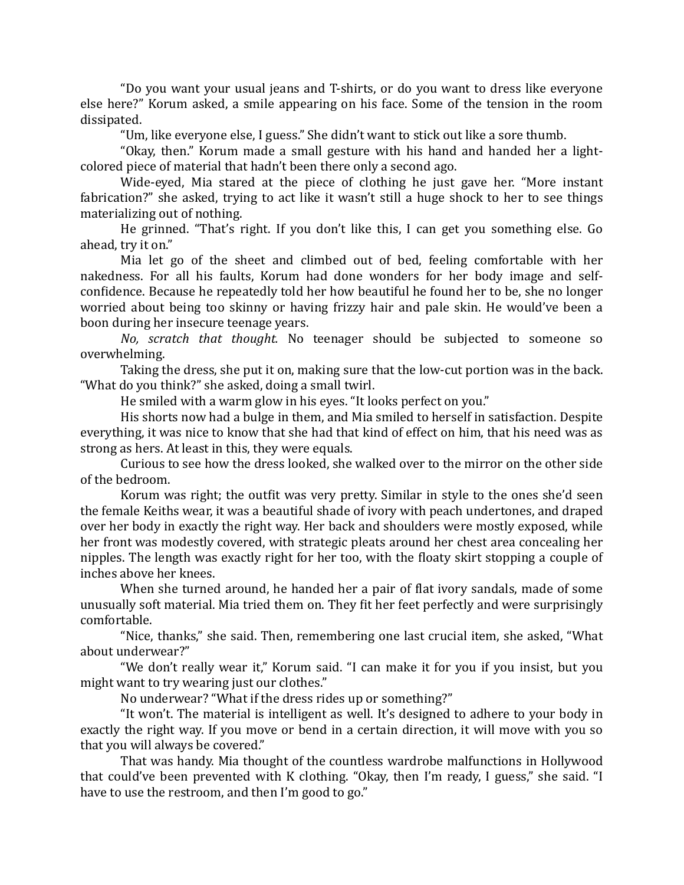"Do you want your usual jeans and T-shirts, or do you want to dress like everyone else here?" Korum asked, a smile appearing on his face. Some of the tension in the room dissipated.

"Um, like everyone else, I guess." She didn't want to stick out like a sore thumb.

"Okay, then." Korum made a small gesture with his hand and handed her a light-colored piece of material that hadn't been there only a second ago.

Wide-eyed, Mia stared at the piece of clothing he just gave her. "More instant fabrication?" she asked, trying to act like it wasn't still a huge shock to her to see things materializing out of nothing.

He grinned. "That's right. If you don't like this, I can get you something else. Go ahead, try it on."

Mia let go of the sheet and climbed out of bed, feeling comfortable with her nakedness. For all his faults, Korum had done wonders for her body image and self-confidence. Because he repeatedly told her how beautiful he found her to be, she no longer worried about being too skinny or having frizzy hair and pale skin. He would've been a boon during her insecure teenage years.

*No, scratch that thought.* No teenager should be subjected to someone so overwhelming.

Taking the dress, she put it on, making sure that the low-cut portion was in the back. "What do you think?" she asked, doing a small twirl.

He smiled with a warm glow in his eyes. "It looks perfect on you."

His shorts now had a bulge in them, and Mia smiled to herself in satisfaction. Despite everything, it was nice to know that she had that kind of effect on him, that his need was as strong as hers. At least in this, they were equals.

Curious to see how the dress looked, she walked over to the mirror on the other side of the bedroom.

Korum was right; the outfit was very pretty. Similar in style to the ones she'd seen the female Keiths wear, it was a beautiful shade of ivory with peach undertones, and draped over her body in exactly the right way. Her back and shoulders were mostly exposed, while her front was modestly covered, with strategic pleats around her chest area concealing her nipples. The length was exactly right for her too, with the floaty skirt stopping a couple of inches above her knees.

When she turned around, he handed her a pair of flat ivory sandals, made of some unusually soft material. Mia tried them on. They fit her feet perfectly and were surprisingly comfortable.

"Nice, thanks," she said. Then, remembering one last crucial item, she asked, "What about underwear?"

"We don't really wear it," Korum said. "I can make it for you if you insist, but you might want to try wearing just our clothes."

No underwear? "What if the dress rides up or something?"

"It won't. The material is intelligent as well. It's designed to adhere to your body in exactly the right way. If you move or bend in a certain direction, it will move with you so that you will always be covered."

That was handy. Mia thought of the countless wardrobe malfunctions in Hollywood that could've been prevented with K clothing. "Okay, then I'm ready, I guess," she said. "I have to use the restroom, and then I'm good to go."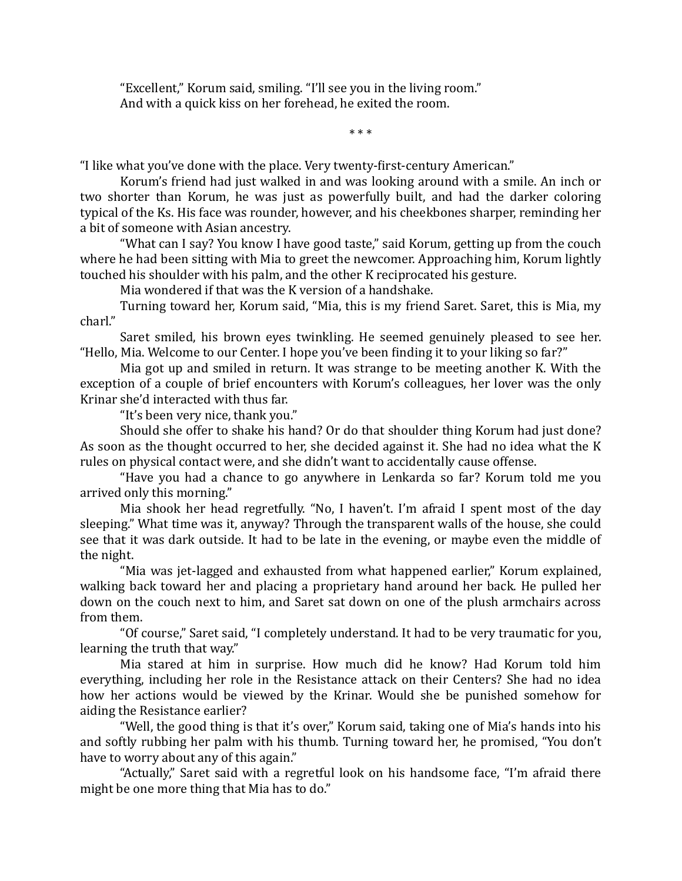"Excellent," Korum said, smiling. "I'll see you in the living room."

And with a quick kiss on her forehead, he exited the room.

* * *

"I like what you've done with the place. Very twenty-first-century American."

Korum's friend had just walked in and was looking around with a smile. An inch or two shorter than Korum, he was just as powerfully built, and had the darker coloring typical of the Ks. His face was rounder, however, and his cheekbones sharper, reminding her a bit of someone with Asian ancestry.

"What can I say? You know I have good taste," said Korum, getting up from the couch where he had been sitting with Mia to greet the newcomer. Approaching him, Korum lightly touched his shoulder with his palm, and the other K reciprocated his gesture.

Mia wondered if that was the K version of a handshake.

Turning toward her, Korum said, "Mia, this is my friend Saret. Saret, this is Mia, my charl."

Saret smiled, his brown eyes twinkling. He seemed genuinely pleased to see her. "Hello, Mia. Welcome to our Center. I hope you've been finding it to your liking so far?"

Mia got up and smiled in return. It was strange to be meeting another K. With the exception of a couple of brief encounters with Korum's colleagues, her lover was the only Krinar she'd interacted with thus far.

"It's been very nice, thank you."

Should she offer to shake his hand? Or do that shoulder thing Korum had just done? As soon as the thought occurred to her, she decided against it. She had no idea what the K rules on physical contact were, and she didn't want to accidentally cause offense.

"Have you had a chance to go anywhere in Lenkarda so far? Korum told me you arrived only this morning."

Mia shook her head regretfully. "No, I haven't. I'm afraid I spent most of the day sleeping." What time was it, anyway? Through the transparent walls of the house, she could see that it was dark outside. It had to be late in the evening, or maybe even the middle of the night.

"Mia was jet-lagged and exhausted from what happened earlier," Korum explained, walking back toward her and placing a proprietary hand around her back. He pulled her down on the couch next to him, and Saret sat down on one of the plush armchairs across from them.

"Of course," Saret said, "I completely understand. It had to be very traumatic for you, learning the truth that way."

Mia stared at him in surprise. How much did he know? Had Korum told him everything, including her role in the Resistance attack on their Centers? She had no idea how her actions would be viewed by the Krinar. Would she be punished somehow for aiding the Resistance earlier?

"Well, the good thing is that it's over," Korum said, taking one of Mia's hands into his and softly rubbing her palm with his thumb. Turning toward her, he promised, "You don't have to worry about any of this again."

"Actually," Saret said with a regretful look on his handsome face, "I'm afraid there might be one more thing that Mia has to do."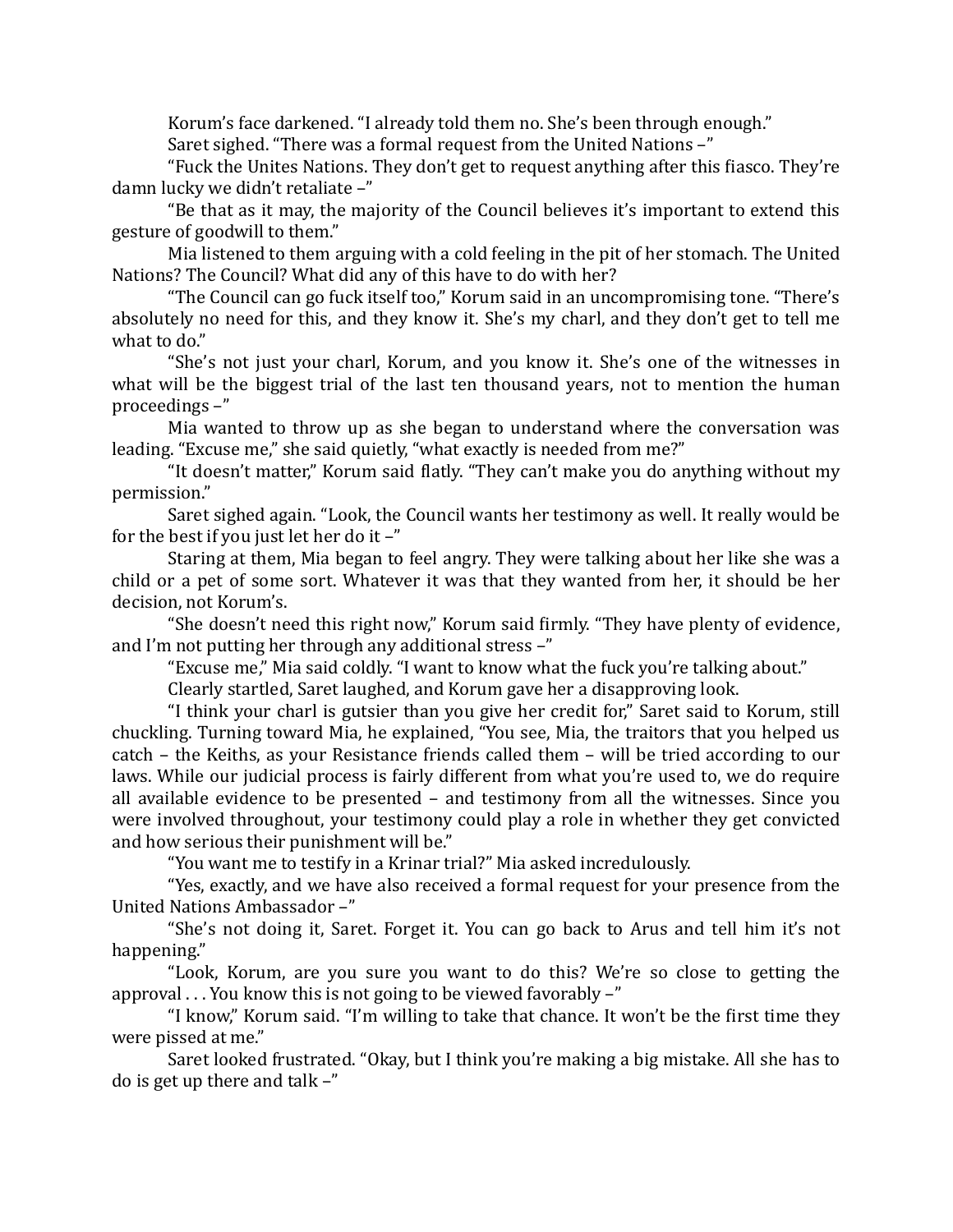Korum's face darkened. "I already told them no. She's been through enough."

Saret sighed. "There was a formal request from the United Nations –"

"Fuck the Unites Nations. They don't get to request anything after this fiasco. They're damn lucky we didn't retaliate –"

"Be that as it may, the majority of the Council believes it's important to extend this gesture of goodwill to them."

Mia listened to them arguing with a cold feeling in the pit of her stomach. The United Nations? The Council? What did any of this have to do with her?

"The Council can go fuck itself too," Korum said in an uncompromising tone. "There's absolutely no need for this, and they know it. She's my charl, and they don't get to tell me what to do."

"She's not just your charl, Korum, and you know it. She's one of the witnesses in what will be the biggest trial of the last ten thousand years, not to mention the human proceedings –"

Mia wanted to throw up as she began to understand where the conversation was leading. "Excuse me," she said quietly, "what exactly is needed from me?"

"It doesn't matter," Korum said flatly. "They can't make you do anything without my permission."

Saret sighed again. "Look, the Council wants her testimony as well. It really would be for the best if you just let her do it –"

Staring at them, Mia began to feel angry. They were talking about her like she was a child or a pet of some sort. Whatever it was that they wanted from her, it should be her decision, not Korum's.

"She doesn't need this right now," Korum said firmly. "They have plenty of evidence, and I'm not putting her through any additional stress –"

"Excuse me," Mia said coldly. "I want to know what the fuck you're talking about."

Clearly startled, Saret laughed, and Korum gave her a disapproving look.

"I think your charl is gutsier than you give her credit for," Saret said to Korum, still chuckling. Turning toward Mia, he explained, "You see, Mia, the traitors that you helped us catch – the Keiths, as your Resistance friends called them – will be tried according to our laws. While our judicial process is fairly different from what you're used to, we do require all available evidence to be presented – and testimony from all the witnesses. Since you were involved throughout, your testimony could play a role in whether they get convicted and how serious their punishment will be."

"You want me to testify in a Krinar trial?" Mia asked incredulously.

"Yes, exactly, and we have also received a formal request for your presence from the United Nations Ambassador –"

"She's not doing it, Saret. Forget it. You can go back to Arus and tell him it's not happening."

"Look, Korum, are you sure you want to do this? We're so close to getting the approval . . . You know this is not going to be viewed favorably –"

"I know," Korum said. "I'm willing to take that chance. It won't be the first time they were pissed at me."

Saret looked frustrated. "Okay, but I think you're making a big mistake. All she has to do is get up there and talk –"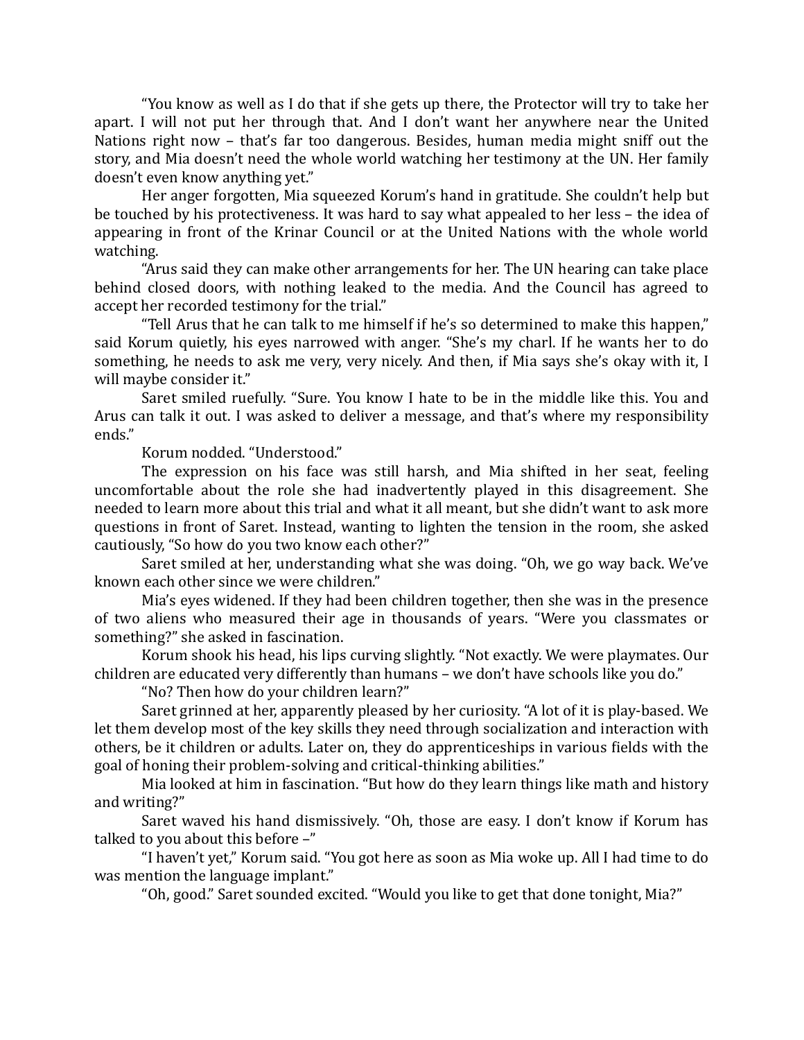"You know as well as I do that if she gets up there, the Protector will try to take her apart. I will not put her through that. And I don't want her anywhere near the United Nations right now – that's far too dangerous. Besides, human media might sniff out the story, and Mia doesn't need the whole world watching her testimony at the UN. Her family doesn't even know anything yet."

Her anger forgotten, Mia squeezed Korum's hand in gratitude. She couldn't help but be touched by his protectiveness. It was hard to say what appealed to her less – the idea of appearing in front of the Krinar Council or at the United Nations with the whole world watching.

"Arus said they can make other arrangements for her. The UN hearing can take place behind closed doors, with nothing leaked to the media. And the Council has agreed to accept her recorded testimony for the trial."

"Tell Arus that he can talk to me himself if he's so determined to make this happen," said Korum quietly, his eyes narrowed with anger. "She's my charl. If he wants her to do something, he needs to ask me very, very nicely. And then, if Mia says she's okay with it, I will maybe consider it."

Saret smiled ruefully. "Sure. You know I hate to be in the middle like this. You and Arus can talk it out. I was asked to deliver a message, and that's where my responsibility ends."

Korum nodded. "Understood."

The expression on his face was still harsh, and Mia shifted in her seat, feeling uncomfortable about the role she had inadvertently played in this disagreement. She needed to learn more about this trial and what it all meant, but she didn't want to ask more questions in front of Saret. Instead, wanting to lighten the tension in the room, she asked cautiously, "So how do you two know each other?"

Saret smiled at her, understanding what she was doing. "Oh, we go way back. We've known each other since we were children."

Mia's eyes widened. If they had been children together, then she was in the presence of two aliens who measured their age in thousands of years. "Were you classmates or something?" she asked in fascination.

Korum shook his head, his lips curving slightly. "Not exactly. We were playmates. Our children are educated very differently than humans – we don't have schools like you do."

"No? Then how do your children learn?"

Saret grinned at her, apparently pleased by her curiosity. "A lot of it is play-based. We let them develop most of the key skills they need through socialization and interaction with others, be it children or adults. Later on, they do apprenticeships in various fields with the goal of honing their problem-solving and critical-thinking abilities."

Mia looked at him in fascination. "But how do they learn things like math and history and writing?"

Saret waved his hand dismissively. "Oh, those are easy. I don't know if Korum has talked to you about this before –"

"I haven't yet," Korum said. "You got here as soon as Mia woke up. All I had time to do was mention the language implant."

"Oh, good." Saret sounded excited. "Would you like to get that done tonight, Mia?"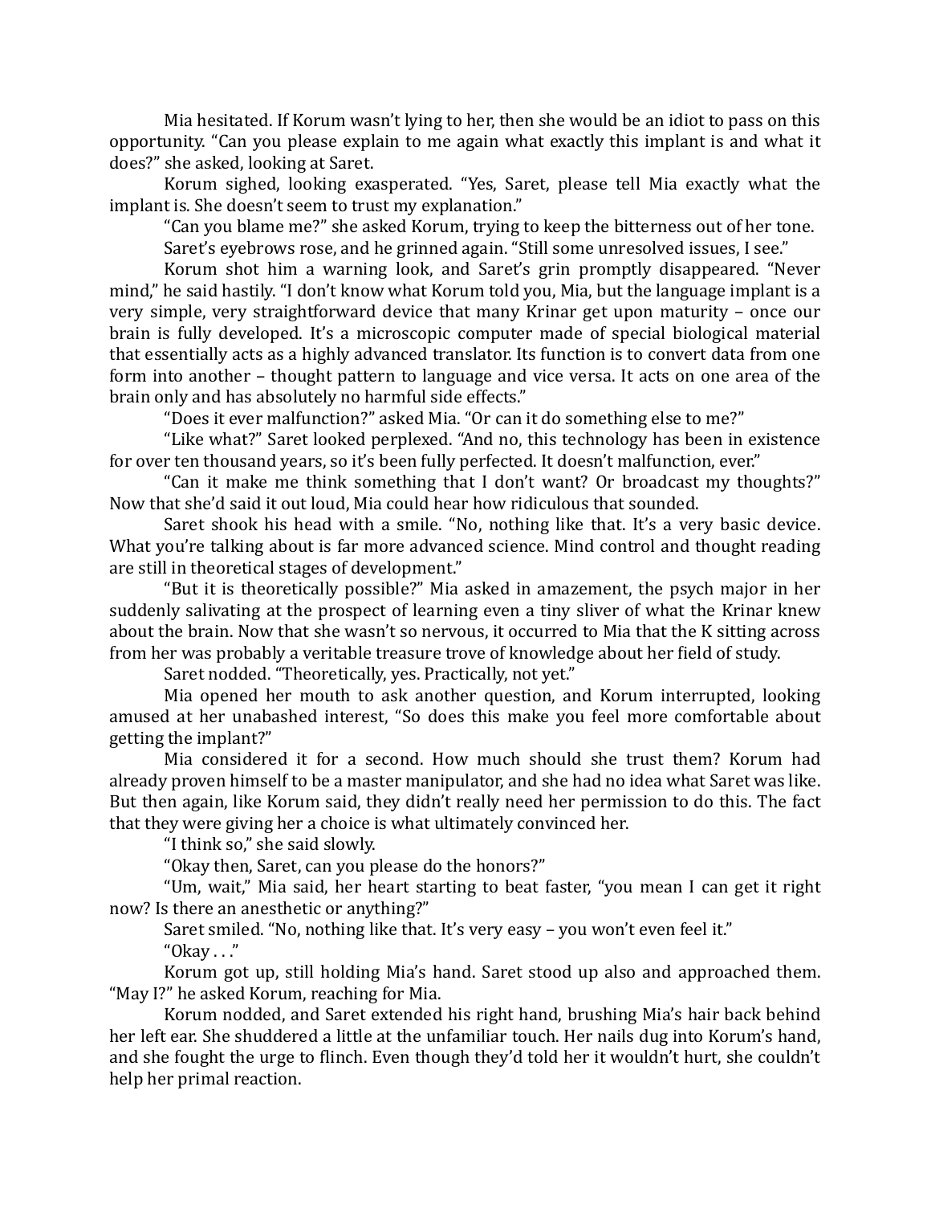Mia hesitated. If Korum wasn't lying to her, then she would be an idiot to pass on this opportunity. "Can you please explain to me again what exactly this implant is and what it does?" she asked, looking at Saret.

Korum sighed, looking exasperated. "Yes, Saret, please tell Mia exactly what the implant is. She doesn't seem to trust my explanation."

"Can you blame me?" she asked Korum, trying to keep the bitterness out of her tone.

Saret's eyebrows rose, and he grinned again. "Still some unresolved issues, I see."

Korum shot him a warning look, and Saret's grin promptly disappeared. "Never mind," he said hastily. "I don't know what Korum told you, Mia, but the language implant is a very simple, very straightforward device that many Krinar get upon maturity – once our brain is fully developed. It's a microscopic computer made of special biological material that essentially acts as a highly advanced translator. Its function is to convert data from one form into another – thought pattern to language and vice versa. It acts on one area of the brain only and has absolutely no harmful side effects."

"Does it ever malfunction?" asked Mia. "Or can it do something else to me?"

"Like what?" Saret looked perplexed. "And no, this technology has been in existence for over ten thousand years, so it's been fully perfected. It doesn't malfunction, ever."

"Can it make me think something that I don't want? Or broadcast my thoughts?" Now that she'd said it out loud, Mia could hear how ridiculous that sounded.

Saret shook his head with a smile. "No, nothing like that. It's a very basic device. What you're talking about is far more advanced science. Mind control and thought reading are still in theoretical stages of development."

"But it is theoretically possible?" Mia asked in amazement, the psych major in her suddenly salivating at the prospect of learning even a tiny sliver of what the Krinar knew about the brain. Now that she wasn't so nervous, it occurred to Mia that the K sitting across from her was probably a veritable treasure trove of knowledge about her field of study.

Saret nodded. "Theoretically, yes. Practically, not yet."

Mia opened her mouth to ask another question, and Korum interrupted, looking amused at her unabashed interest, "So does this make you feel more comfortable about getting the implant?"

Mia considered it for a second. How much should she trust them? Korum had already proven himself to be a master manipulator, and she had no idea what Saret was like. But then again, like Korum said, they didn't really need her permission to do this. The fact that they were giving her a choice is what ultimately convinced her.

"I think so," she said slowly.

"Okay then, Saret, can you please do the honors?"

"Um, wait," Mia said, her heart starting to beat faster, "you mean I can get it right now? Is there an anesthetic or anything?"

Saret smiled. "No, nothing like that. It's very easy – you won't even feel it."

"Okay . . ."

Korum got up, still holding Mia's hand. Saret stood up also and approached them. "May I?" he asked Korum, reaching for Mia.

Korum nodded, and Saret extended his right hand, brushing Mia's hair back behind her left ear. She shuddered a little at the unfamiliar touch. Her nails dug into Korum's hand, and she fought the urge to flinch. Even though they'd told her it wouldn't hurt, she couldn't help her primal reaction.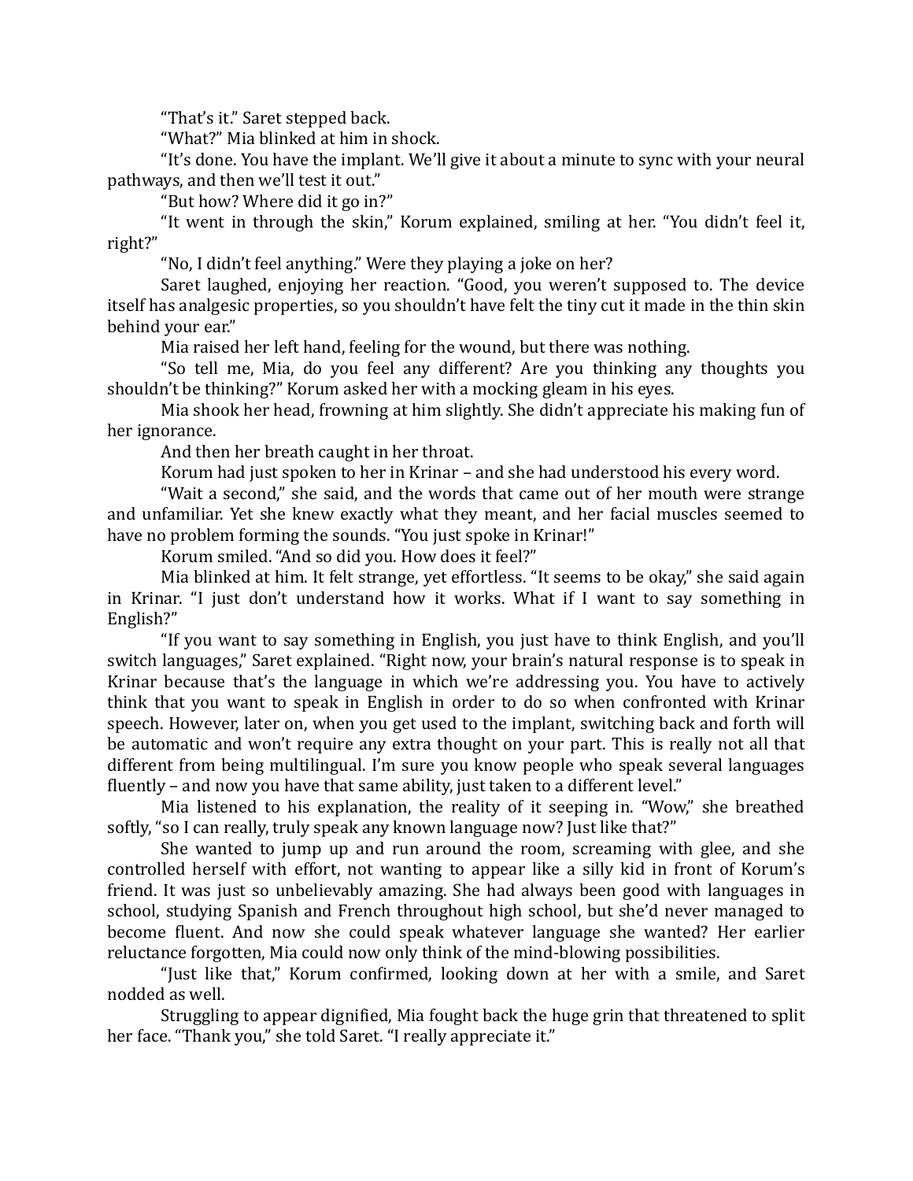"That's it." Saret stepped back.

"What?" Mia blinked at him in shock.

"It's done. You have the implant. We'll give it about a minute to sync with your neural pathways, and then we'll test it out."

"But how? Where did it go in?"

"It went in through the skin," Korum explained, smiling at her. "You didn't feel it, right?"

"No, I didn't feel anything." Were they playing a joke on her?

Saret laughed, enjoying her reaction. "Good, you weren't supposed to. The device itself has analgesic properties, so you shouldn't have felt the tiny cut it made in the thin skin behind your ear."

Mia raised her left hand, feeling for the wound, but there was nothing.

"So tell me, Mia, do you feel any different? Are you thinking any thoughts you shouldn't be thinking?" Korum asked her with a mocking gleam in his eyes.

Mia shook her head, frowning at him slightly. She didn't appreciate his making fun of her ignorance.

And then her breath caught in her throat.

Korum had just spoken to her in Krinar – and she had understood his every word.

"Wait a second," she said, and the words that came out of her mouth were strange and unfamiliar. Yet she knew exactly what they meant, and her facial muscles seemed to have no problem forming the sounds. "You just spoke in Krinar!"

Korum smiled. "And so did you. How does it feel?"

Mia blinked at him. It felt strange, yet effortless. "It seems to be okay," she said again in Krinar. "I just don't understand how it works. What if I want to say something in English?"

"If you want to say something in English, you just have to think English, and you'll switch languages," Saret explained. "Right now, your brain's natural response is to speak in Krinar because that's the language in which we're addressing you. You have to actively think that you want to speak in English in order to do so when confronted with Krinar speech. However, later on, when you get used to the implant, switching back and forth will be automatic and won't require any extra thought on your part. This is really not all that different from being multilingual. I'm sure you know people who speak several languages fluently – and now you have that same ability, just taken to a different level."

Mia listened to his explanation, the reality of it seeping in. "Wow," she breathed softly, "so I can really, truly speak any known language now? Just like that?"

She wanted to jump up and run around the room, screaming with glee, and she controlled herself with effort, not wanting to appear like a silly kid in front of Korum's friend. It was just so unbelievably amazing. She had always been good with languages in school, studying Spanish and French throughout high school, but she'd never managed to become fluent. And now she could speak whatever language she wanted? Her earlier reluctance forgotten, Mia could now only think of the mind-blowing possibilities.

"Just like that," Korum confirmed, looking down at her with a smile, and Saret nodded as well.

Struggling to appear dignified, Mia fought back the huge grin that threatened to split her face. "Thank you," she told Saret. "I really appreciate it."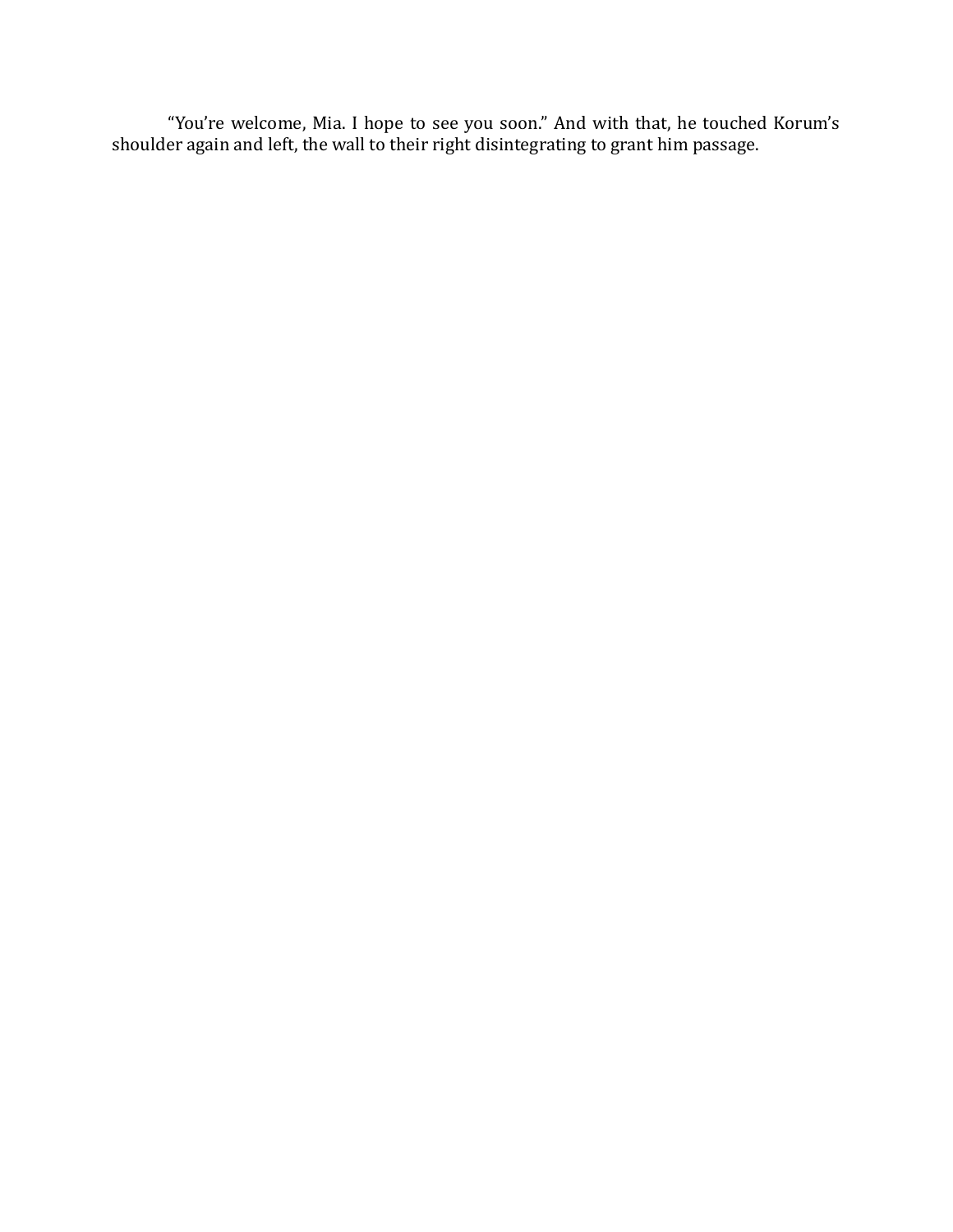"You're welcome, Mia. I hope to see you soon." And with that, he touched Korum's shoulder again and left, the wall to their right disintegrating to grant him passage.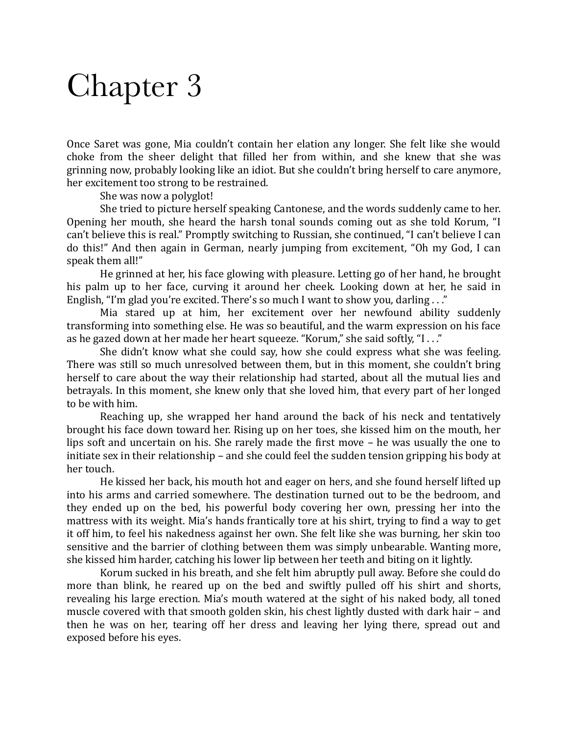# Chapter 3

Once Saret was gone, Mia couldn't contain her elation any longer. She felt like she would choke from the sheer delight that filled her from within, and she knew that she was grinning now, probably looking like an idiot. But she couldn't bring herself to care anymore, her excitement too strong to be restrained.

She was now a polyglot!

She tried to picture herself speaking Cantonese, and the words suddenly came to her. Opening her mouth, she heard the harsh tonal sounds coming out as she told Korum, "I can't believe this is real." Promptly switching to Russian, she continued, "I can't believe I can do this!" And then again in German, nearly jumping from excitement, "Oh my God, I can speak them all!"

He grinned at her, his face glowing with pleasure. Letting go of her hand, he brought his palm up to her face, curving it around her cheek. Looking down at her, he said in English, "I'm glad you're excited. There's so much I want to show you, darling . . ."

Mia stared up at him, her excitement over her newfound ability suddenly transforming into something else. He was so beautiful, and the warm expression on his face as he gazed down at her made her heart squeeze. "Korum," she said softly, "I . . ."

She didn't know what she could say, how she could express what she was feeling. There was still so much unresolved between them, but in this moment, she couldn't bring herself to care about the way their relationship had started, about all the mutual lies and betrayals. In this moment, she knew only that she loved him, that every part of her longed to be with him.

Reaching up, she wrapped her hand around the back of his neck and tentatively brought his face down toward her. Rising up on her toes, she kissed him on the mouth, her lips soft and uncertain on his. She rarely made the first move – he was usually the one to initiate sex in their relationship – and she could feel the sudden tension gripping his body at her touch.

He kissed her back, his mouth hot and eager on hers, and she found herself lifted up into his arms and carried somewhere. The destination turned out to be the bedroom, and they ended up on the bed, his powerful body covering her own, pressing her into the mattress with its weight. Mia's hands frantically tore at his shirt, trying to find a way to get it off him, to feel his nakedness against her own. She felt like she was burning, her skin too sensitive and the barrier of clothing between them was simply unbearable. Wanting more, she kissed him harder, catching his lower lip between her teeth and biting on it lightly.

Korum sucked in his breath, and she felt him abruptly pull away. Before she could do more than blink, he reared up on the bed and swiftly pulled off his shirt and shorts, revealing his large erection. Mia's mouth watered at the sight of his naked body, all toned muscle covered with that smooth golden skin, his chest lightly dusted with dark hair – and then he was on her, tearing off her dress and leaving her lying there, spread out and exposed before his eyes.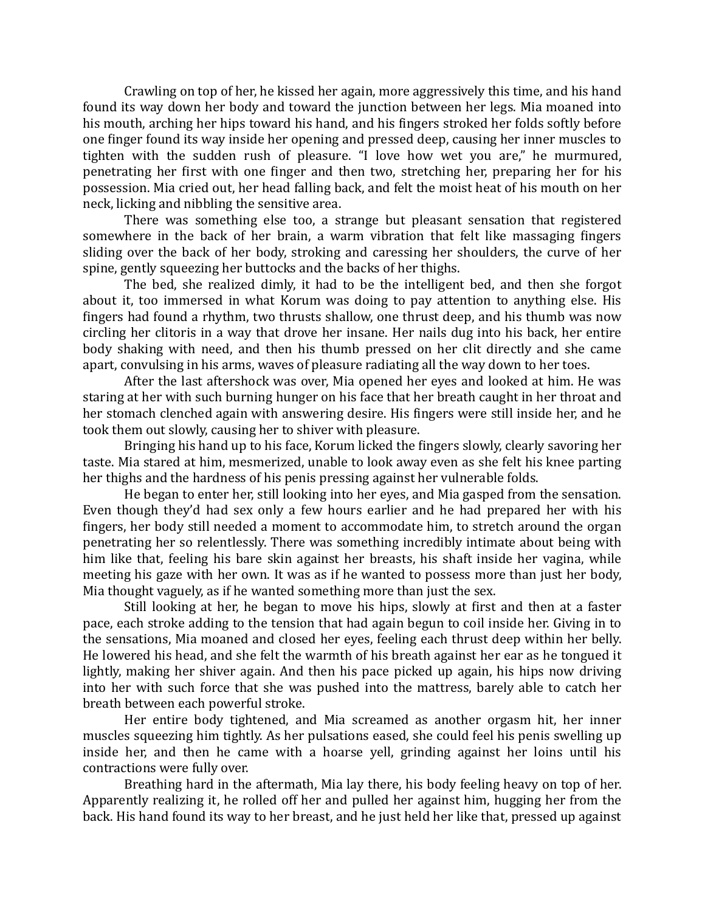Crawling on top of her, he kissed her again, more aggressively this time, and his hand found its way down her body and toward the junction between her legs. Mia moaned into his mouth, arching her hips toward his hand, and his fingers stroked her folds softly before one finger found its way inside her opening and pressed deep, causing her inner muscles to tighten with the sudden rush of pleasure. "I love how wet you are," he murmured, penetrating her first with one finger and then two, stretching her, preparing her for his possession. Mia cried out, her head falling back, and felt the moist heat of his mouth on her neck, licking and nibbling the sensitive area.

There was something else too, a strange but pleasant sensation that registered somewhere in the back of her brain, a warm vibration that felt like massaging fingers sliding over the back of her body, stroking and caressing her shoulders, the curve of her spine, gently squeezing her buttocks and the backs of her thighs.

The bed, she realized dimly, it had to be the intelligent bed, and then she forgot about it, too immersed in what Korum was doing to pay attention to anything else. His fingers had found a rhythm, two thrusts shallow, one thrust deep, and his thumb was now circling her clitoris in a way that drove her insane. Her nails dug into his back, her entire body shaking with need, and then his thumb pressed on her clit directly and she came apart, convulsing in his arms, waves of pleasure radiating all the way down to her toes.

After the last aftershock was over, Mia opened her eyes and looked at him. He was staring at her with such burning hunger on his face that her breath caught in her throat and her stomach clenched again with answering desire. His fingers were still inside her, and he took them out slowly, causing her to shiver with pleasure.

Bringing his hand up to his face, Korum licked the fingers slowly, clearly savoring her taste. Mia stared at him, mesmerized, unable to look away even as she felt his knee parting her thighs and the hardness of his penis pressing against her vulnerable folds.

He began to enter her, still looking into her eyes, and Mia gasped from the sensation. Even though they'd had sex only a few hours earlier and he had prepared her with his fingers, her body still needed a moment to accommodate him, to stretch around the organ penetrating her so relentlessly. There was something incredibly intimate about being with him like that, feeling his bare skin against her breasts, his shaft inside her vagina, while meeting his gaze with her own. It was as if he wanted to possess more than just her body, Mia thought vaguely, as if he wanted something more than just the sex.

Still looking at her, he began to move his hips, slowly at first and then at a faster pace, each stroke adding to the tension that had again begun to coil inside her. Giving in to the sensations, Mia moaned and closed her eyes, feeling each thrust deep within her belly. He lowered his head, and she felt the warmth of his breath against her ear as he tongued it lightly, making her shiver again. And then his pace picked up again, his hips now driving into her with such force that she was pushed into the mattress, barely able to catch her breath between each powerful stroke.

Her entire body tightened, and Mia screamed as another orgasm hit, her inner muscles squeezing him tightly. As her pulsations eased, she could feel his penis swelling up inside her, and then he came with a hoarse yell, grinding against her loins until his contractions were fully over.

Breathing hard in the aftermath, Mia lay there, his body feeling heavy on top of her. Apparently realizing it, he rolled off her and pulled her against him, hugging her from the back. His hand found its way to her breast, and he just held her like that, pressed up against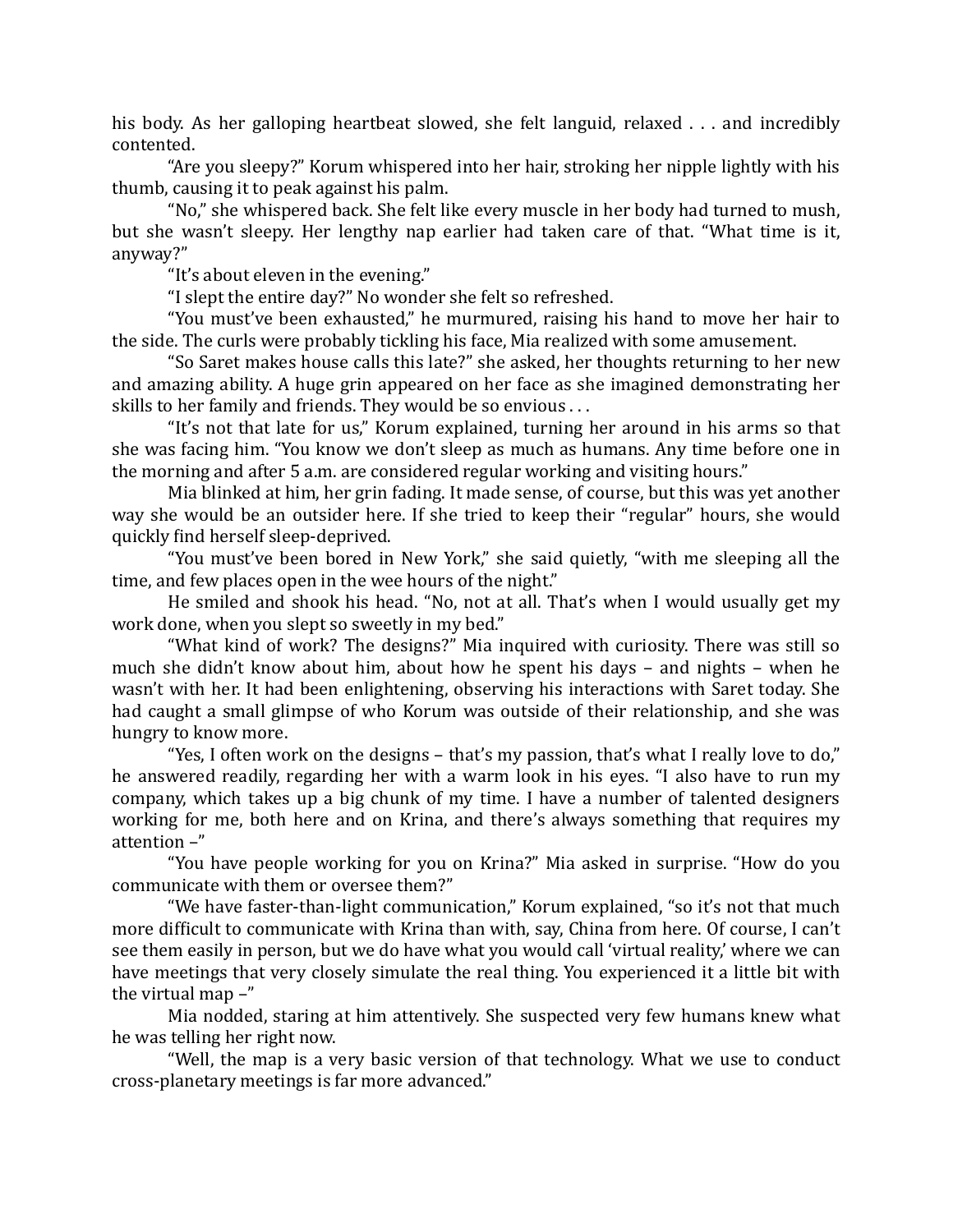his body. As her galloping heartbeat slowed, she felt languid, relaxed . . . and incredibly contented.

"Are you sleepy?" Korum whispered into her hair, stroking her nipple lightly with his thumb, causing it to peak against his palm.

"No," she whispered back. She felt like every muscle in her body had turned to mush, but she wasn't sleepy. Her lengthy nap earlier had taken care of that. "What time is it, anyway?"

"It's about eleven in the evening."

"I slept the entire day?" No wonder she felt so refreshed.

"You must've been exhausted," he murmured, raising his hand to move her hair to the side. The curls were probably tickling his face, Mia realized with some amusement.

"So Saret makes house calls this late?" she asked, her thoughts returning to her new and amazing ability. A huge grin appeared on her face as she imagined demonstrating her skills to her family and friends. They would be so envious . . .

"It's not that late for us," Korum explained, turning her around in his arms so that she was facing him. "You know we don't sleep as much as humans. Any time before one in the morning and after 5 a.m. are considered regular working and visiting hours."

Mia blinked at him, her grin fading. It made sense, of course, but this was yet another way she would be an outsider here. If she tried to keep their "regular" hours, she would quickly find herself sleep-deprived.

"You must've been bored in New York," she said quietly, "with me sleeping all the time, and few places open in the wee hours of the night."

He smiled and shook his head. "No, not at all. That's when I would usually get my work done, when you slept so sweetly in my bed."

"What kind of work? The designs?" Mia inquired with curiosity. There was still so much she didn't know about him, about how he spent his days – and nights – when he wasn't with her. It had been enlightening, observing his interactions with Saret today. She had caught a small glimpse of who Korum was outside of their relationship, and she was hungry to know more.

"Yes, I often work on the designs – that's my passion, that's what I really love to do," he answered readily, regarding her with a warm look in his eyes. "I also have to run my company, which takes up a big chunk of my time. I have a number of talented designers working for me, both here and on Krina, and there's always something that requires my attention –"

"You have people working for you on Krina?" Mia asked in surprise. "How do you communicate with them or oversee them?"

"We have faster-than-light communication," Korum explained, "so it's not that much more difficult to communicate with Krina than with, say, China from here. Of course, I can't see them easily in person, but we do have what you would call 'virtual reality,' where we can have meetings that very closely simulate the real thing. You experienced it a little bit with the virtual map –"

Mia nodded, staring at him attentively. She suspected very few humans knew what he was telling her right now.

"Well, the map is a very basic version of that technology. What we use to conduct cross-planetary meetings is far more advanced."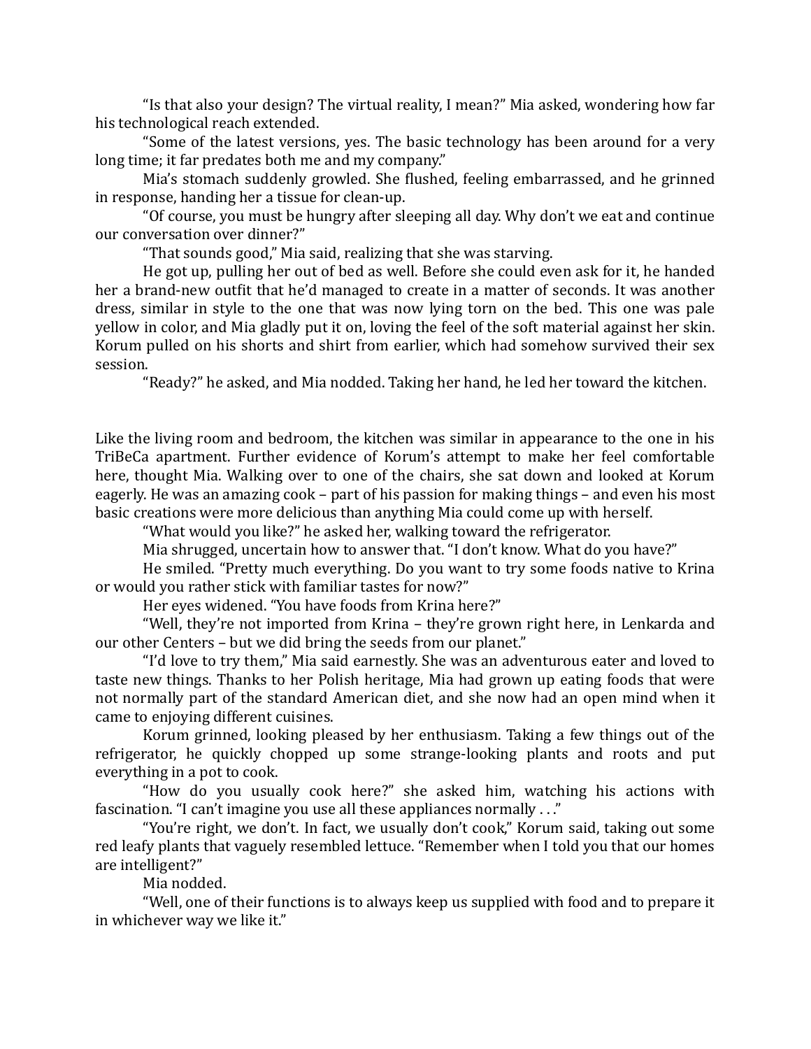"Is that also your design? The virtual reality, I mean?" Mia asked, wondering how far his technological reach extended.

"Some of the latest versions, yes. The basic technology has been around for a very long time; it far predates both me and my company."

Mia's stomach suddenly growled. She flushed, feeling embarrassed, and he grinned in response, handing her a tissue for clean-up.

"Of course, you must be hungry after sleeping all day. Why don't we eat and continue our conversation over dinner?"

"That sounds good," Mia said, realizing that she was starving.

He got up, pulling her out of bed as well. Before she could even ask for it, he handed her a brand-new outfit that he'd managed to create in a matter of seconds. It was another dress, similar in style to the one that was now lying torn on the bed. This one was pale yellow in color, and Mia gladly put it on, loving the feel of the soft material against her skin. Korum pulled on his shorts and shirt from earlier, which had somehow survived their sex session.

"Ready?" he asked, and Mia nodded. Taking her hand, he led her toward the kitchen.

Like the living room and bedroom, the kitchen was similar in appearance to the one in his TriBeCa apartment. Further evidence of Korum's attempt to make her feel comfortable here, thought Mia. Walking over to one of the chairs, she sat down and looked at Korum eagerly. He was an amazing cook – part of his passion for making things – and even his most basic creations were more delicious than anything Mia could come up with herself.

"What would you like?" he asked her, walking toward the refrigerator.

Mia shrugged, uncertain how to answer that. "I don't know. What do you have?"

He smiled. "Pretty much everything. Do you want to try some foods native to Krina or would you rather stick with familiar tastes for now?"

Her eyes widened. "You have foods from Krina here?"

"Well, they're not imported from Krina – they're grown right here, in Lenkarda and our other Centers – but we did bring the seeds from our planet."

"I'd love to try them," Mia said earnestly. She was an adventurous eater and loved to taste new things. Thanks to her Polish heritage, Mia had grown up eating foods that were not normally part of the standard American diet, and she now had an open mind when it came to enjoying different cuisines.

Korum grinned, looking pleased by her enthusiasm. Taking a few things out of the refrigerator, he quickly chopped up some strange-looking plants and roots and put everything in a pot to cook.

"How do you usually cook here?" she asked him, watching his actions with fascination. "I can't imagine you use all these appliances normally . . ."

"You're right, we don't. In fact, we usually don't cook," Korum said, taking out some red leafy plants that vaguely resembled lettuce. "Remember when I told you that our homes are intelligent?"

Mia nodded.

"Well, one of their functions is to always keep us supplied with food and to prepare it in whichever way we like it."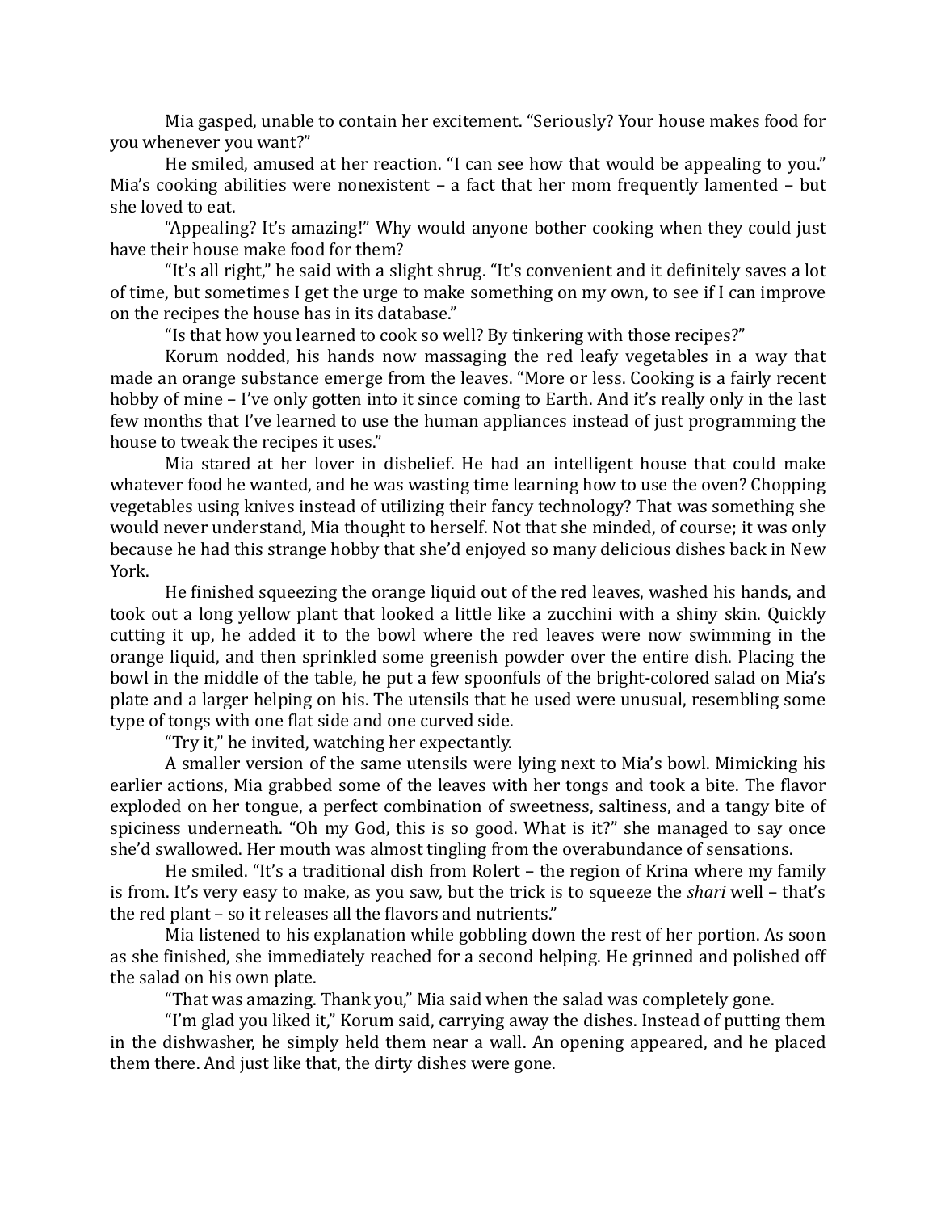Mia gasped, unable to contain her excitement. "Seriously? Your house makes food for you whenever you want?"

He smiled, amused at her reaction. "I can see how that would be appealing to you." Mia's cooking abilities were nonexistent – a fact that her mom frequently lamented – but she loved to eat.

"Appealing? It's amazing!" Why would anyone bother cooking when they could just have their house make food for them?

"It's all right," he said with a slight shrug. "It's convenient and it definitely saves a lot of time, but sometimes I get the urge to make something on my own, to see if I can improve on the recipes the house has in its database."

"Is that how you learned to cook so well? By tinkering with those recipes?"

Korum nodded, his hands now massaging the red leafy vegetables in a way that made an orange substance emerge from the leaves. "More or less. Cooking is a fairly recent hobby of mine – I've only gotten into it since coming to Earth. And it's really only in the last few months that I've learned to use the human appliances instead of just programming the house to tweak the recipes it uses."

Mia stared at her lover in disbelief. He had an intelligent house that could make whatever food he wanted, and he was wasting time learning how to use the oven? Chopping vegetables using knives instead of utilizing their fancy technology? That was something she would never understand, Mia thought to herself. Not that she minded, of course; it was only because he had this strange hobby that she'd enjoyed so many delicious dishes back in New York.

He finished squeezing the orange liquid out of the red leaves, washed his hands, and took out a long yellow plant that looked a little like a zucchini with a shiny skin. Quickly cutting it up, he added it to the bowl where the red leaves were now swimming in the orange liquid, and then sprinkled some greenish powder over the entire dish. Placing the bowl in the middle of the table, he put a few spoonfuls of the bright-colored salad on Mia's plate and a larger helping on his. The utensils that he used were unusual, resembling some type of tongs with one flat side and one curved side.

"Try it," he invited, watching her expectantly.

A smaller version of the same utensils were lying next to Mia's bowl. Mimicking his earlier actions, Mia grabbed some of the leaves with her tongs and took a bite. The flavor exploded on her tongue, a perfect combination of sweetness, saltiness, and a tangy bite of spiciness underneath. "Oh my God, this is so good. What is it?" she managed to say once she'd swallowed. Her mouth was almost tingling from the overabundance of sensations.

He smiled. "It's a traditional dish from Rolert – the region of Krina where my family is from. It's very easy to make, as you saw, but the trick is to squeeze the *shari* well – that's the red plant – so it releases all the flavors and nutrients."

Mia listened to his explanation while gobbling down the rest of her portion. As soon as she finished, she immediately reached for a second helping. He grinned and polished off the salad on his own plate.

"That was amazing. Thank you," Mia said when the salad was completely gone.

"I'm glad you liked it," Korum said, carrying away the dishes. Instead of putting them in the dishwasher, he simply held them near a wall. An opening appeared, and he placed them there. And just like that, the dirty dishes were gone.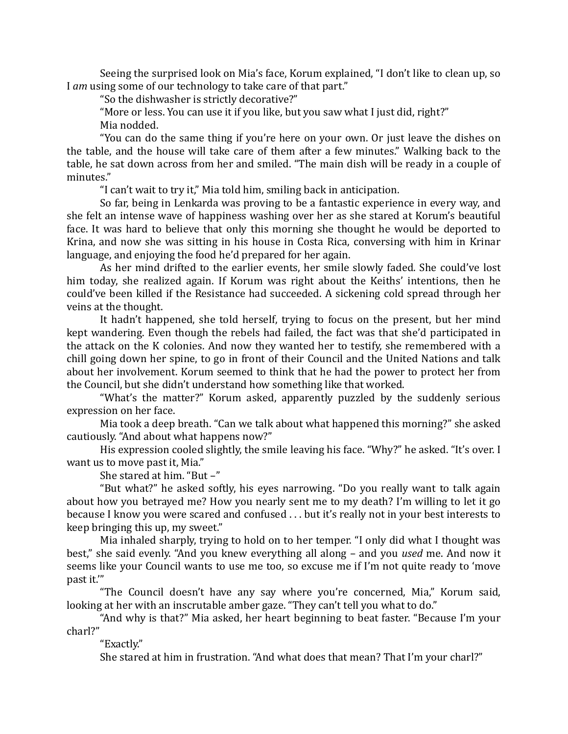Seeing the surprised look on Mia's face, Korum explained, "I don't like to clean up, so I *am* using some of our technology to take care of that part."

"So the dishwasher is strictly decorative?"

"More or less. You can use it if you like, but you saw what I just did, right?"

Mia nodded.

"You can do the same thing if you're here on your own. Or just leave the dishes on the table, and the house will take care of them after a few minutes." Walking back to the table, he sat down across from her and smiled. "The main dish will be ready in a couple of minutes."

"I can't wait to try it," Mia told him, smiling back in anticipation.

So far, being in Lenkarda was proving to be a fantastic experience in every way, and she felt an intense wave of happiness washing over her as she stared at Korum's beautiful face. It was hard to believe that only this morning she thought he would be deported to Krina, and now she was sitting in his house in Costa Rica, conversing with him in Krinar language, and enjoying the food he'd prepared for her again.

As her mind drifted to the earlier events, her smile slowly faded. She could've lost him today, she realized again. If Korum was right about the Keiths' intentions, then he could've been killed if the Resistance had succeeded. A sickening cold spread through her veins at the thought.

It hadn't happened, she told herself, trying to focus on the present, but her mind kept wandering. Even though the rebels had failed, the fact was that she'd participated in the attack on the K colonies. And now they wanted her to testify, she remembered with a chill going down her spine, to go in front of their Council and the United Nations and talk about her involvement. Korum seemed to think that he had the power to protect her from the Council, but she didn't understand how something like that worked.

"What's the matter?" Korum asked, apparently puzzled by the suddenly serious expression on her face.

Mia took a deep breath. "Can we talk about what happened this morning?" she asked cautiously. "And about what happens now?"

His expression cooled slightly, the smile leaving his face. "Why?" he asked. "It's over. I want us to move past it, Mia."

She stared at him. "But –"

"But what?" he asked softly, his eyes narrowing. "Do you really want to talk again about how you betrayed me? How you nearly sent me to my death? I'm willing to let it go because I know you were scared and confused . . . but it's really not in your best interests to keep bringing this up, my sweet."

Mia inhaled sharply, trying to hold on to her temper. "I only did what I thought was best," she said evenly. "And you knew everything all along – and you *used* me. And now it seems like your Council wants to use me too, so excuse me if I'm not quite ready to 'move past it.'"

"The Council doesn't have any say where you're concerned, Mia," Korum said, looking at her with an inscrutable amber gaze. "They can't tell you what to do."

"And why is that?" Mia asked, her heart beginning to beat faster. "Because I'm your charl?"

"Exactly."

She stared at him in frustration. "And what does that mean? That I'm your charl?"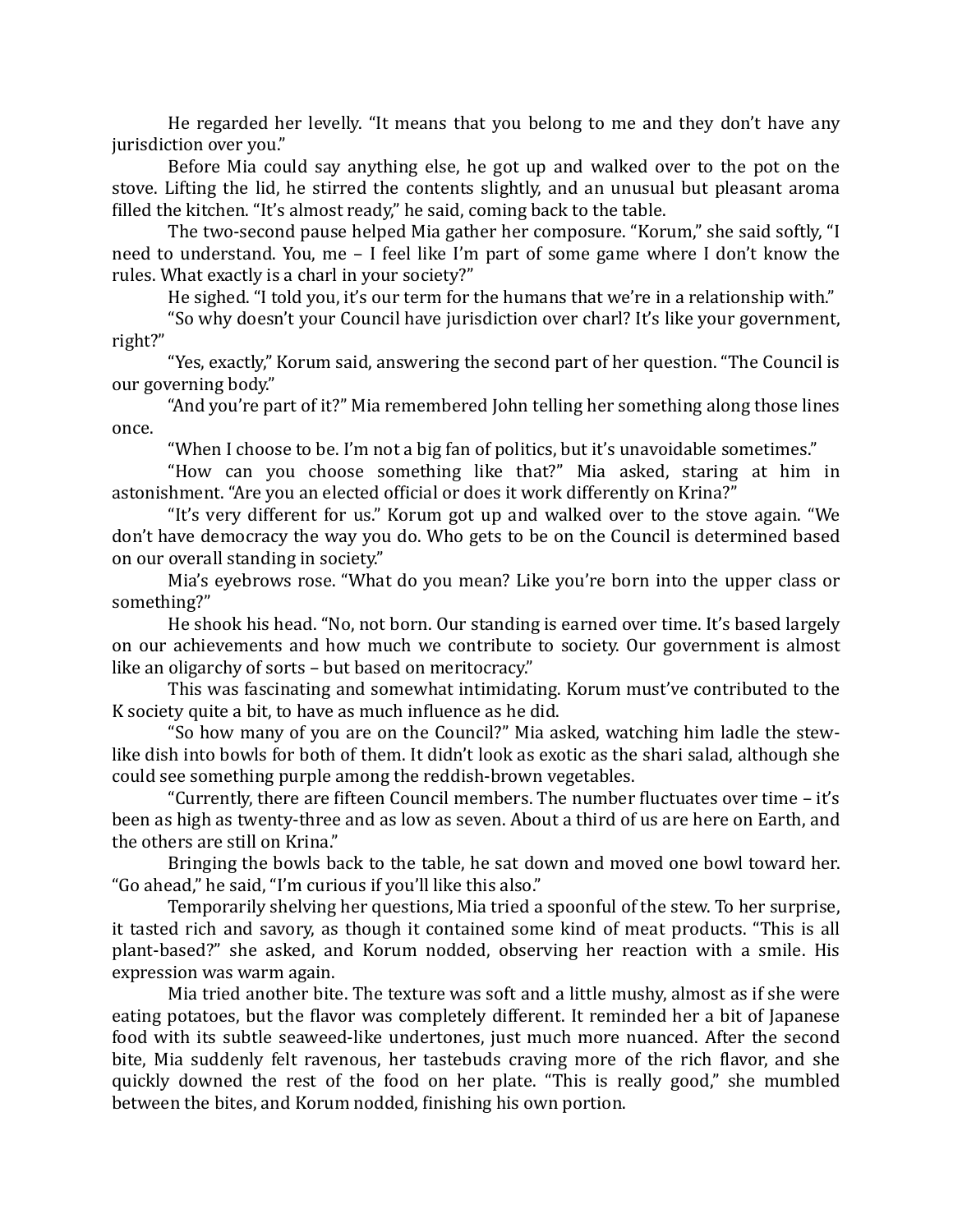He regarded her levelly. "It means that you belong to me and they don't have any jurisdiction over you."

Before Mia could say anything else, he got up and walked over to the pot on the stove. Lifting the lid, he stirred the contents slightly, and an unusual but pleasant aroma filled the kitchen. "It's almost ready," he said, coming back to the table.

The two-second pause helped Mia gather her composure. "Korum," she said softly, "I need to understand. You, me – I feel like I'm part of some game where I don't know the rules. What exactly is a charl in your society?"

He sighed. "I told you, it's our term for the humans that we're in a relationship with."

"So why doesn't your Council have jurisdiction over charl? It's like your government, right?"

"Yes, exactly," Korum said, answering the second part of her question. "The Council is our governing body."

"And you're part of it?" Mia remembered John telling her something along those lines once.

"When I choose to be. I'm not a big fan of politics, but it's unavoidable sometimes."

"How can you choose something like that?" Mia asked, staring at him in astonishment. "Are you an elected official or does it work differently on Krina?"

"It's very different for us." Korum got up and walked over to the stove again. "We don't have democracy the way you do. Who gets to be on the Council is determined based on our overall standing in society."

Mia's eyebrows rose. "What do you mean? Like you're born into the upper class or something?"

He shook his head. "No, not born. Our standing is earned over time. It's based largely on our achievements and how much we contribute to society. Our government is almost like an oligarchy of sorts – but based on meritocracy."

This was fascinating and somewhat intimidating. Korum must've contributed to the K society quite a bit, to have as much influence as he did.

"So how many of you are on the Council?" Mia asked, watching him ladle the stew-like dish into bowls for both of them. It didn't look as exotic as the shari salad, although she could see something purple among the reddish-brown vegetables.

"Currently, there are fifteen Council members. The number fluctuates over time – it's been as high as twenty-three and as low as seven. About a third of us are here on Earth, and the others are still on Krina."

Bringing the bowls back to the table, he sat down and moved one bowl toward her. "Go ahead," he said, "I'm curious if you'll like this also."

Temporarily shelving her questions, Mia tried a spoonful of the stew. To her surprise, it tasted rich and savory, as though it contained some kind of meat products. "This is all plant-based?" she asked, and Korum nodded, observing her reaction with a smile. His expression was warm again.

Mia tried another bite. The texture was soft and a little mushy, almost as if she were eating potatoes, but the flavor was completely different. It reminded her a bit of Japanese food with its subtle seaweed-like undertones, just much more nuanced. After the second bite, Mia suddenly felt ravenous, her tastebuds craving more of the rich flavor, and she quickly downed the rest of the food on her plate. "This is really good," she mumbled between the bites, and Korum nodded, finishing his own portion.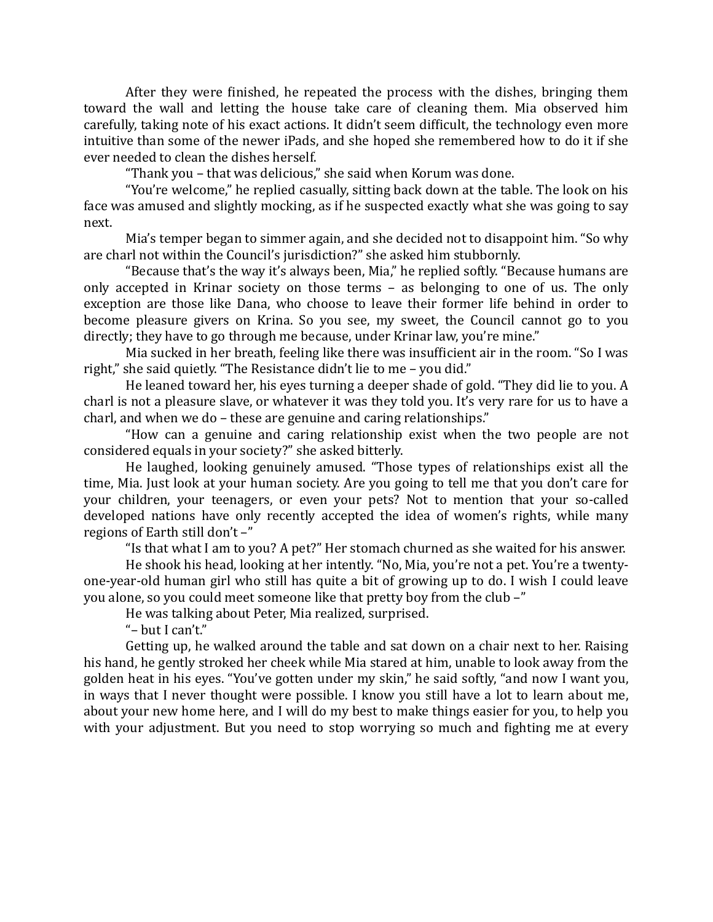After they were finished, he repeated the process with the dishes, bringing them toward the wall and letting the house take care of cleaning them. Mia observed him carefully, taking note of his exact actions. It didn't seem difficult, the technology even more intuitive than some of the newer iPads, and she hoped she remembered how to do it if she ever needed to clean the dishes herself.

"Thank you – that was delicious," she said when Korum was done.

"You're welcome," he replied casually, sitting back down at the table. The look on his face was amused and slightly mocking, as if he suspected exactly what she was going to say next.

Mia's temper began to simmer again, and she decided not to disappoint him. "So why are charl not within the Council's jurisdiction?" she asked him stubbornly.

"Because that's the way it's always been, Mia," he replied softly. "Because humans are only accepted in Krinar society on those terms – as belonging to one of us. The only exception are those like Dana, who choose to leave their former life behind in order to become pleasure givers on Krina. So you see, my sweet, the Council cannot go to you directly; they have to go through me because, under Krinar law, you're mine."

Mia sucked in her breath, feeling like there was insufficient air in the room. "So I was right," she said quietly. "The Resistance didn't lie to me – you did."

He leaned toward her, his eyes turning a deeper shade of gold. "They did lie to you. A charl is not a pleasure slave, or whatever it was they told you. It's very rare for us to have a charl, and when we do – these are genuine and caring relationships."

"How can a genuine and caring relationship exist when the two people are not considered equals in your society?" she asked bitterly.

He laughed, looking genuinely amused. "Those types of relationships exist all the time, Mia. Just look at your human society. Are you going to tell me that you don't care for your children, your teenagers, or even your pets? Not to mention that your so-called developed nations have only recently accepted the idea of women's rights, while many regions of Earth still don't –"

"Is that what I am to you? A pet?" Her stomach churned as she waited for his answer.

He shook his head, looking at her intently. "No, Mia, you're not a pet. You're a twenty-one-year-old human girl who still has quite a bit of growing up to do. I wish I could leave you alone, so you could meet someone like that pretty boy from the club –"

He was talking about Peter, Mia realized, surprised.

"– but I can't."

Getting up, he walked around the table and sat down on a chair next to her. Raising his hand, he gently stroked her cheek while Mia stared at him, unable to look away from the golden heat in his eyes. "You've gotten under my skin," he said softly, "and now I want you, in ways that I never thought were possible. I know you still have a lot to learn about me, about your new home here, and I will do my best to make things easier for you, to help you with your adjustment. But you need to stop worrying so much and fighting me at every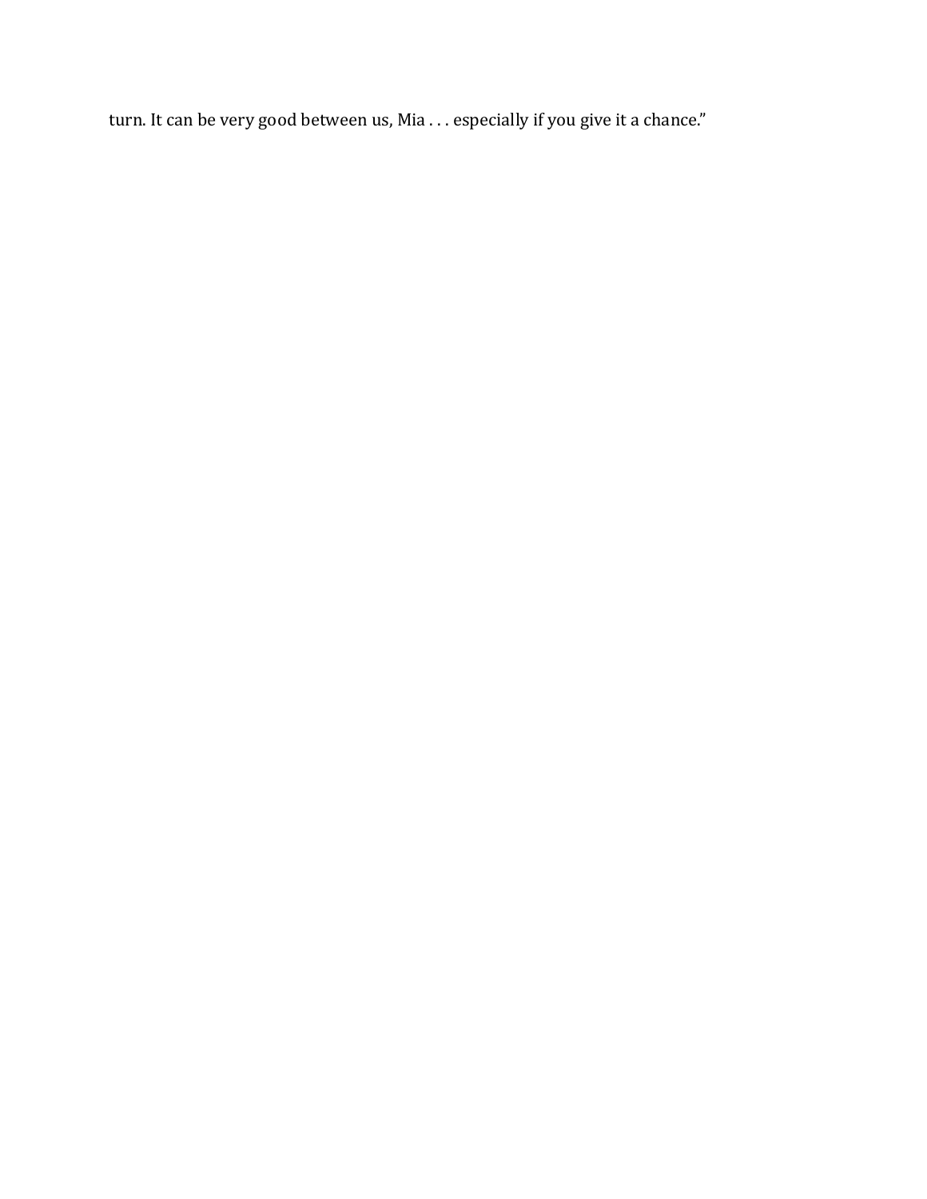turn. It can be very good between us, Mia . . . especially if you give it a chance."